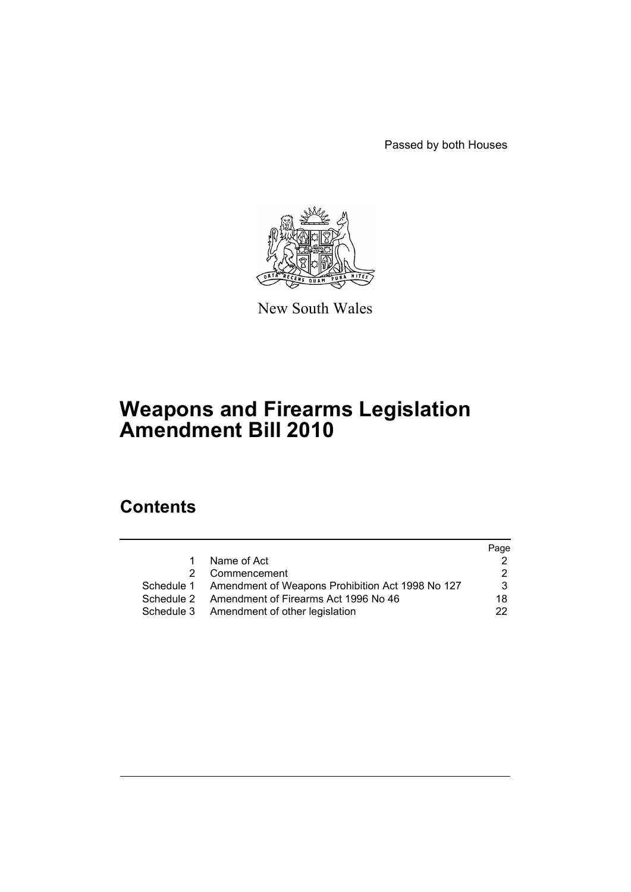Passed by both Houses

New South Wales

# Weapons and Firearms Legislation Amendment Bill 2010

## Contents

| | | Page |
|---|---|---|
| 1 | Name of Act | 2 |
| 2 | Commencement | 2 |
| Schedule 1 | Amendment of Weapons Prohibition Act 1998 No 127 | 3 |
| Schedule 2 | Amendment of Firearms Act 1996 No 46 | 18 |
| Schedule 3 | Amendment of other legislation | 22 |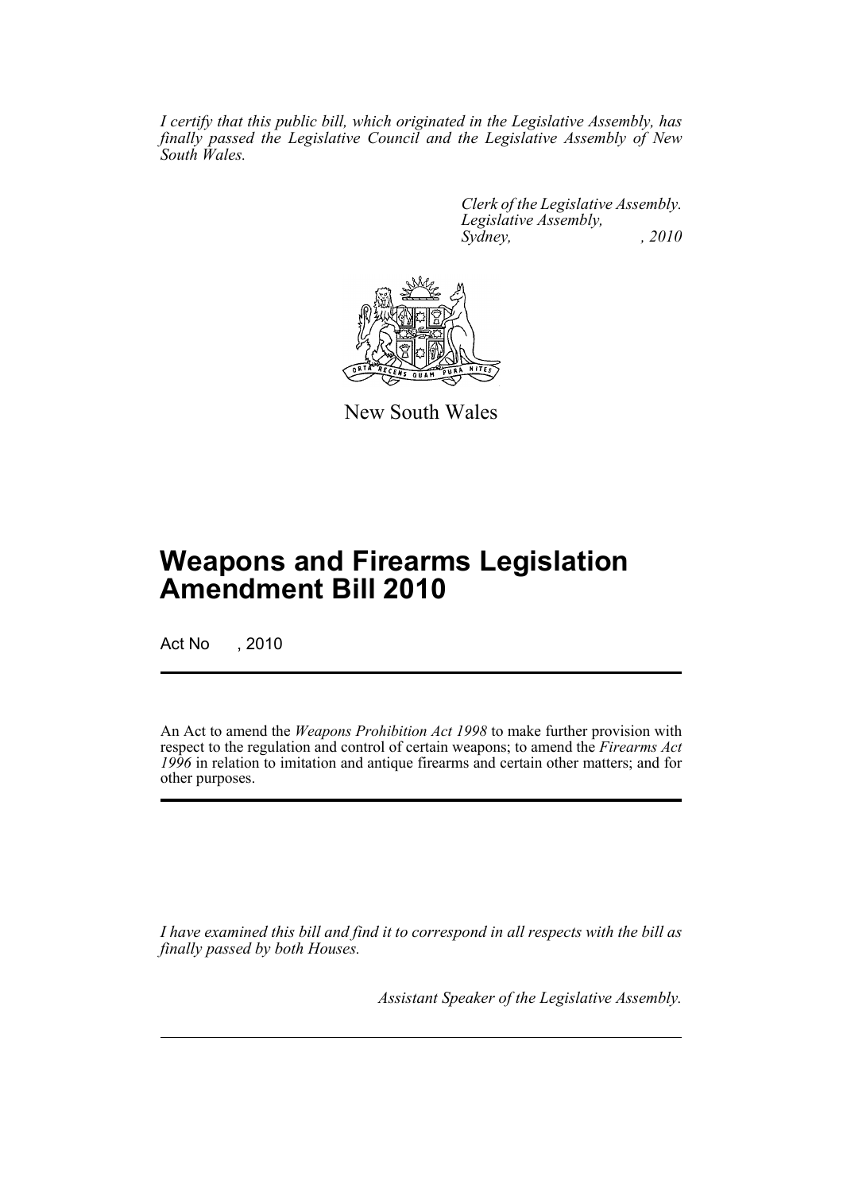*I certify that this public bill, which originated in the Legislative Assembly, has finally passed the Legislative Council and the Legislative Assembly of New South Wales.*

*Clerk of the Legislative Assembly.*
*Legislative Assembly,*
*Sydney, , 2010*

New South Wales

# Weapons and Firearms Legislation Amendment Bill 2010

Act No , 2010

An Act to amend the *Weapons Prohibition Act 1998* to make further provision with respect to the regulation and control of certain weapons; to amend the *Firearms Act 1996* in relation to imitation and antique firearms and certain other matters; and for other purposes.

*I have examined this bill and find it to correspond in all respects with the bill as finally passed by both Houses.*

*Assistant Speaker of the Legislative Assembly.*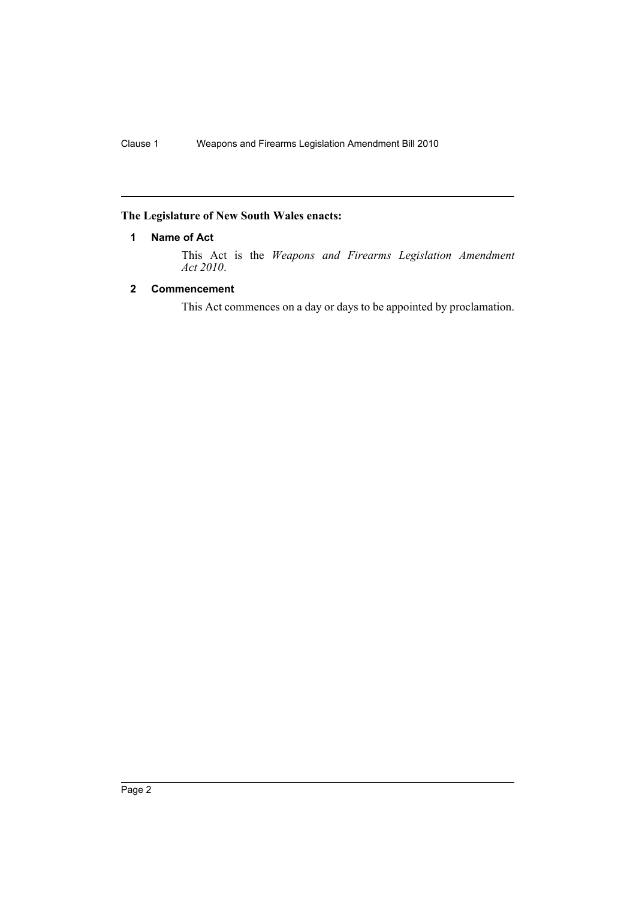## The Legislature of New South Wales enacts:

### 1 Name of Act

This Act is the *Weapons and Firearms Legislation Amendment Act 2010*.

### 2 Commencement

This Act commences on a day or days to be appointed by proclamation.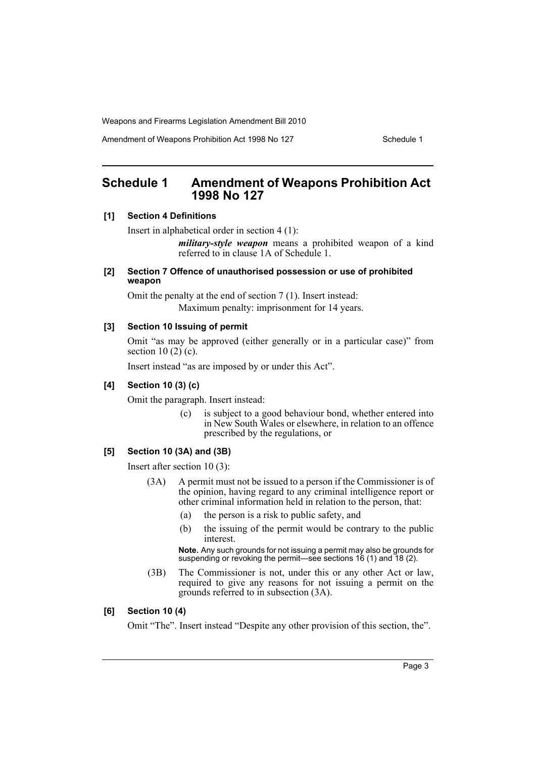## Schedule 1 Amendment of Weapons Prohibition Act 1998 No 127

### [1] Section 4 Definitions

Insert in alphabetical order in section 4 (1):

> ***military-style weapon*** means a prohibited weapon of a kind referred to in clause 1A of Schedule 1.

### [2] Section 7 Offence of unauthorised possession or use of prohibited weapon

Omit the penalty at the end of section 7 (1). Insert instead:

> Maximum penalty: imprisonment for 14 years.

### [3] Section 10 Issuing of permit

Omit "as may be approved (either generally or in a particular case)" from section 10 (2) (c).

Insert instead "as are imposed by or under this Act".

### [4] Section 10 (3) (c)

Omit the paragraph. Insert instead:

> (c) is subject to a good behaviour bond, whether entered into in New South Wales or elsewhere, in relation to an offence prescribed by the regulations, or

### [5] Section 10 (3A) and (3B)

Insert after section 10 (3):

> (3A) A permit must not be issued to a person if the Commissioner is of the opinion, having regard to any criminal intelligence report or other criminal information held in relation to the person, that:
>
> (a) the person is a risk to public safety, and
>
> (b) the issuing of the permit would be contrary to the public interest.
>
> **Note.** Any such grounds for not issuing a permit may also be grounds for suspending or revoking the permit—see sections 16 (1) and 18 (2).
>
> (3B) The Commissioner is not, under this or any other Act or law, required to give any reasons for not issuing a permit on the grounds referred to in subsection (3A).

### [6] Section 10 (4)

Omit "The". Insert instead "Despite any other provision of this section, the".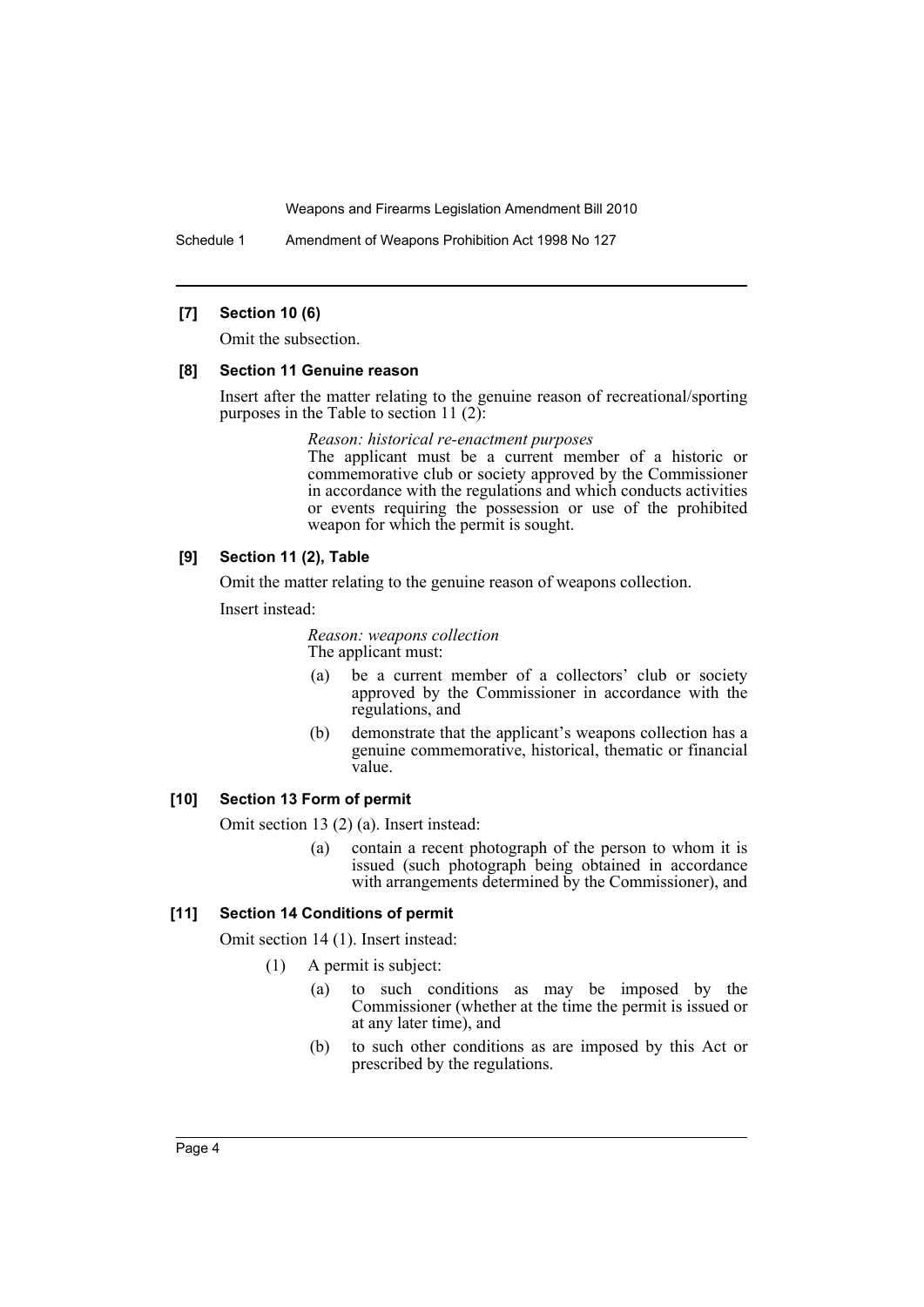#### [7] Section 10 (6)

Omit the subsection.

#### [8] Section 11 Genuine reason

Insert after the matter relating to the genuine reason of recreational/sporting purposes in the Table to section 11 (2):

> *Reason: historical re-enactment purposes*
>
> The applicant must be a current member of a historic or commemorative club or society approved by the Commissioner in accordance with the regulations and which conducts activities or events requiring the possession or use of the prohibited weapon for which the permit is sought.

#### [9] Section 11 (2), Table

Omit the matter relating to the genuine reason of weapons collection.

Insert instead:

> *Reason: weapons collection*
>
> The applicant must:
>
> (a) be a current member of a collectors' club or society approved by the Commissioner in accordance with the regulations, and
>
> (b) demonstrate that the applicant's weapons collection has a genuine commemorative, historical, thematic or financial value.

#### [10] Section 13 Form of permit

Omit section 13 (2) (a). Insert instead:

> (a) contain a recent photograph of the person to whom it is issued (such photograph being obtained in accordance with arrangements determined by the Commissioner), and

#### [11] Section 14 Conditions of permit

Omit section 14 (1). Insert instead:

> (1) A permit is subject:
>
> (a) to such conditions as may be imposed by the Commissioner (whether at the time the permit is issued or at any later time), and
>
> (b) to such other conditions as are imposed by this Act or prescribed by the regulations.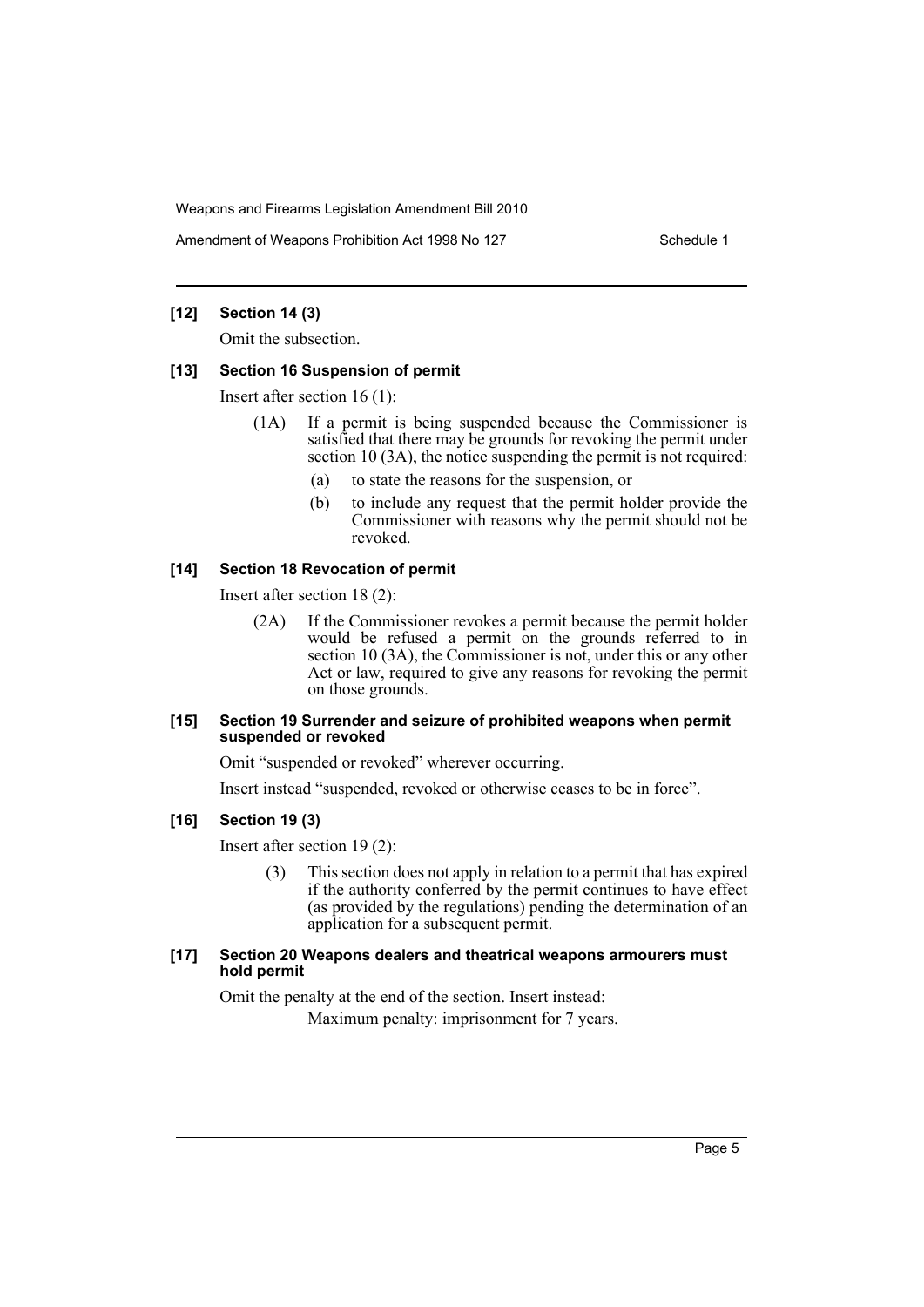**[12] Section 14 (3)**

Omit the subsection.

**[13] Section 16 Suspension of permit**

Insert after section 16 (1):

(1A) If a permit is being suspended because the Commissioner is satisfied that there may be grounds for revoking the permit under section 10 (3A), the notice suspending the permit is not required:

(a) to state the reasons for the suspension, or

(b) to include any request that the permit holder provide the Commissioner with reasons why the permit should not be revoked.

**[14] Section 18 Revocation of permit**

Insert after section 18 (2):

(2A) If the Commissioner revokes a permit because the permit holder would be refused a permit on the grounds referred to in section 10 (3A), the Commissioner is not, under this or any other Act or law, required to give any reasons for revoking the permit on those grounds.

**[15] Section 19 Surrender and seizure of prohibited weapons when permit suspended or revoked**

Omit "suspended or revoked" wherever occurring.

Insert instead "suspended, revoked or otherwise ceases to be in force".

**[16] Section 19 (3)**

Insert after section 19 (2):

(3) This section does not apply in relation to a permit that has expired if the authority conferred by the permit continues to have effect (as provided by the regulations) pending the determination of an application for a subsequent permit.

**[17] Section 20 Weapons dealers and theatrical weapons armourers must hold permit**

Omit the penalty at the end of the section. Insert instead:

Maximum penalty: imprisonment for 7 years.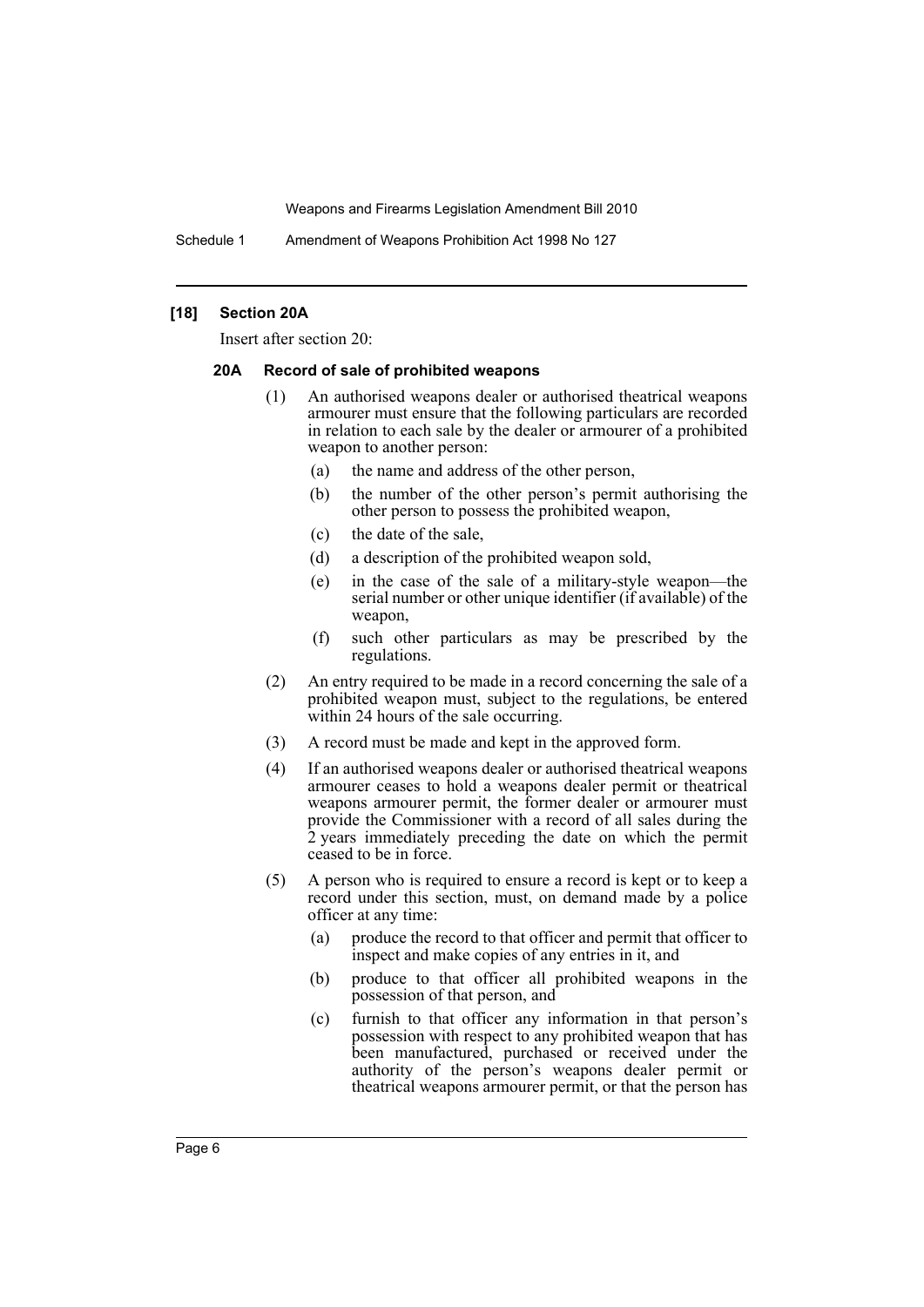### [18] Section 20A

Insert after section 20:

#### 20A Record of sale of prohibited weapons

(1) An authorised weapons dealer or authorised theatrical weapons armourer must ensure that the following particulars are recorded in relation to each sale by the dealer or armourer of a prohibited weapon to another person:

- (a) the name and address of the other person,
- (b) the number of the other person's permit authorising the other person to possess the prohibited weapon,
- (c) the date of the sale,
- (d) a description of the prohibited weapon sold,
- (e) in the case of the sale of a military-style weapon—the serial number or other unique identifier (if available) of the weapon,
- (f) such other particulars as may be prescribed by the regulations.

(2) An entry required to be made in a record concerning the sale of a prohibited weapon must, subject to the regulations, be entered within 24 hours of the sale occurring.

(3) A record must be made and kept in the approved form.

(4) If an authorised weapons dealer or authorised theatrical weapons armourer ceases to hold a weapons dealer permit or theatrical weapons armourer permit, the former dealer or armourer must provide the Commissioner with a record of all sales during the 2 years immediately preceding the date on which the permit ceased to be in force.

(5) A person who is required to ensure a record is kept or to keep a record under this section, must, on demand made by a police officer at any time:

- (a) produce the record to that officer and permit that officer to inspect and make copies of any entries in it, and
- (b) produce to that officer all prohibited weapons in the possession of that person, and
- (c) furnish to that officer any information in that person's possession with respect to any prohibited weapon that has been manufactured, purchased or received under the authority of the person's weapons dealer permit or theatrical weapons armourer permit, or that the person has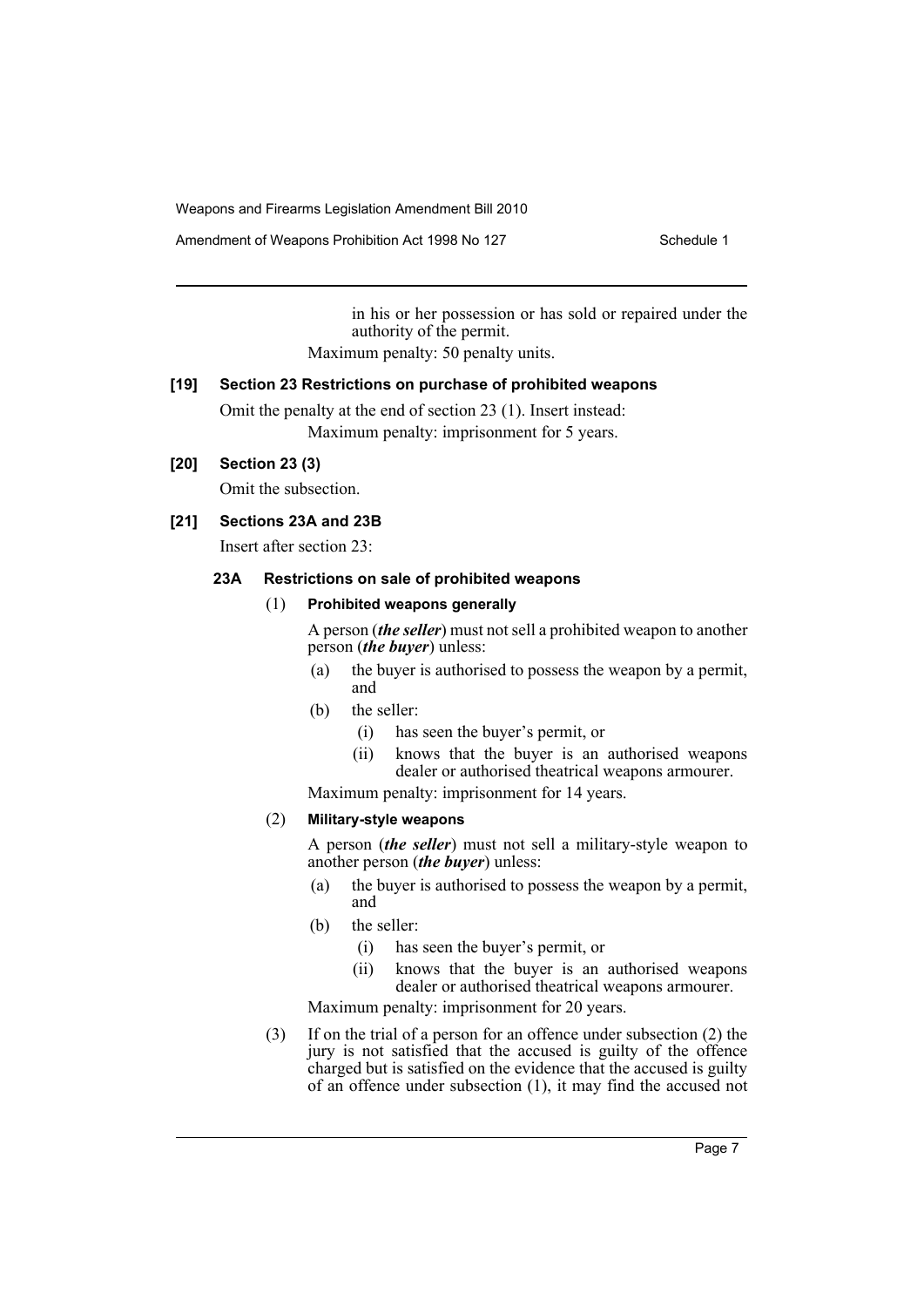in his or her possession or has sold or repaired under the authority of the permit.

Maximum penalty: 50 penalty units.

**[19] Section 23 Restrictions on purchase of prohibited weapons**

Omit the penalty at the end of section 23 (1). Insert instead:

Maximum penalty: imprisonment for 5 years.

**[20] Section 23 (3)**

Omit the subsection.

**[21] Sections 23A and 23B**

Insert after section 23:

**23A Restrictions on sale of prohibited weapons**

(1) **Prohibited weapons generally**

A person (***the seller***) must not sell a prohibited weapon to another person (***the buyer***) unless:

- (a) the buyer is authorised to possess the weapon by a permit, and
- (b) the seller:
  - (i) has seen the buyer's permit, or
  - (ii) knows that the buyer is an authorised weapons dealer or authorised theatrical weapons armourer.

Maximum penalty: imprisonment for 14 years.

(2) **Military-style weapons**

A person (***the seller***) must not sell a military-style weapon to another person (***the buyer***) unless:

- (a) the buyer is authorised to possess the weapon by a permit, and
- (b) the seller:
  - (i) has seen the buyer's permit, or
  - (ii) knows that the buyer is an authorised weapons dealer or authorised theatrical weapons armourer.

Maximum penalty: imprisonment for 20 years.

(3) If on the trial of a person for an offence under subsection (2) the jury is not satisfied that the accused is guilty of the offence charged but is satisfied on the evidence that the accused is guilty of an offence under subsection (1), it may find the accused not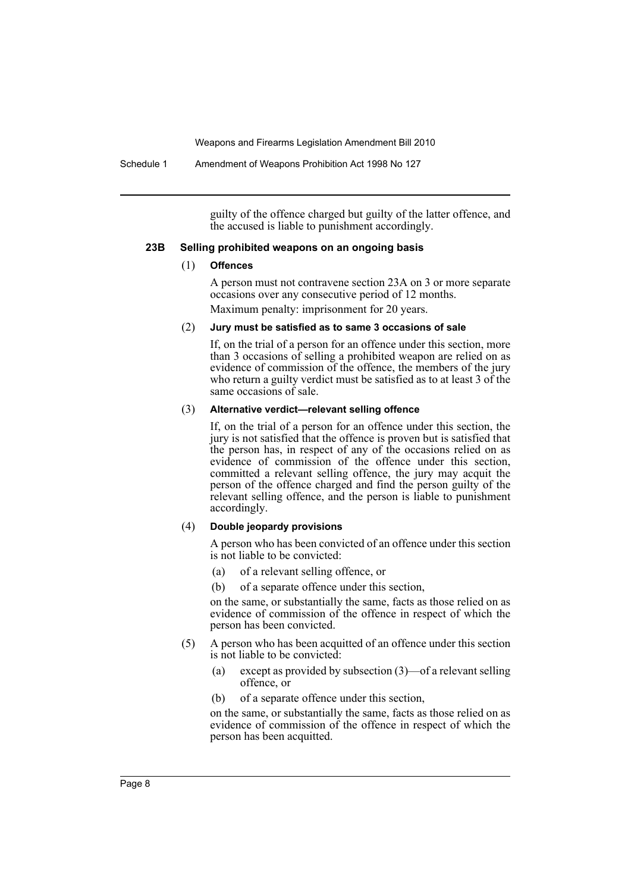guilty of the offence charged but guilty of the latter offence, and the accused is liable to punishment accordingly.

### 23B Selling prohibited weapons on an ongoing basis

(1) **Offences**

A person must not contravene section 23A on 3 or more separate occasions over any consecutive period of 12 months.

Maximum penalty: imprisonment for 20 years.

(2) **Jury must be satisfied as to same 3 occasions of sale**

If, on the trial of a person for an offence under this section, more than 3 occasions of selling a prohibited weapon are relied on as evidence of commission of the offence, the members of the jury who return a guilty verdict must be satisfied as to at least 3 of the same occasions of sale.

(3) **Alternative verdict—relevant selling offence**

If, on the trial of a person for an offence under this section, the jury is not satisfied that the offence is proven but is satisfied that the person has, in respect of any of the occasions relied on as evidence of commission of the offence under this section, committed a relevant selling offence, the jury may acquit the person of the offence charged and find the person guilty of the relevant selling offence, and the person is liable to punishment accordingly.

(4) **Double jeopardy provisions**

A person who has been convicted of an offence under this section is not liable to be convicted:

(a) of a relevant selling offence, or

(b) of a separate offence under this section,

on the same, or substantially the same, facts as those relied on as evidence of commission of the offence in respect of which the person has been convicted.

(5) A person who has been acquitted of an offence under this section is not liable to be convicted:

(a) except as provided by subsection (3)—of a relevant selling offence, or

(b) of a separate offence under this section,

on the same, or substantially the same, facts as those relied on as evidence of commission of the offence in respect of which the person has been acquitted.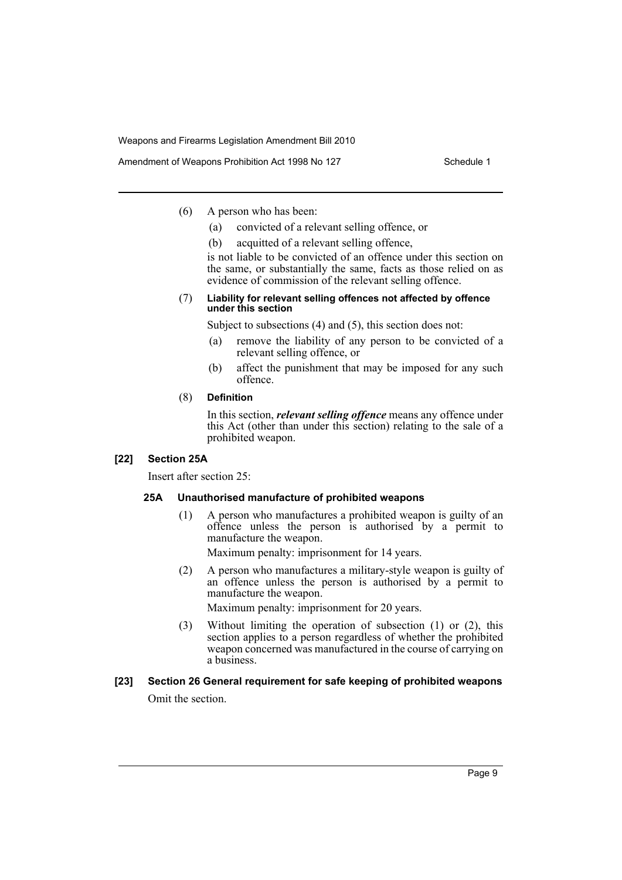(6) A person who has been:

(a) convicted of a relevant selling offence, or

(b) acquitted of a relevant selling offence,

is not liable to be convicted of an offence under this section on the same, or substantially the same, facts as those relied on as evidence of commission of the relevant selling offence.

(7) **Liability for relevant selling offences not affected by offence under this section**

Subject to subsections (4) and (5), this section does not:

(a) remove the liability of any person to be convicted of a relevant selling offence, or

(b) affect the punishment that may be imposed for any such offence.

(8) **Definition**

In this section, ***relevant selling offence*** means any offence under this Act (other than under this section) relating to the sale of a prohibited weapon.

### [22] Section 25A

Insert after section 25:

#### 25A Unauthorised manufacture of prohibited weapons

(1) A person who manufactures a prohibited weapon is guilty of an offence unless the person is authorised by a permit to manufacture the weapon.

Maximum penalty: imprisonment for 14 years.

(2) A person who manufactures a military-style weapon is guilty of an offence unless the person is authorised by a permit to manufacture the weapon.

Maximum penalty: imprisonment for 20 years.

(3) Without limiting the operation of subsection (1) or (2), this section applies to a person regardless of whether the prohibited weapon concerned was manufactured in the course of carrying on a business.

### [23] Section 26 General requirement for safe keeping of prohibited weapons

Omit the section.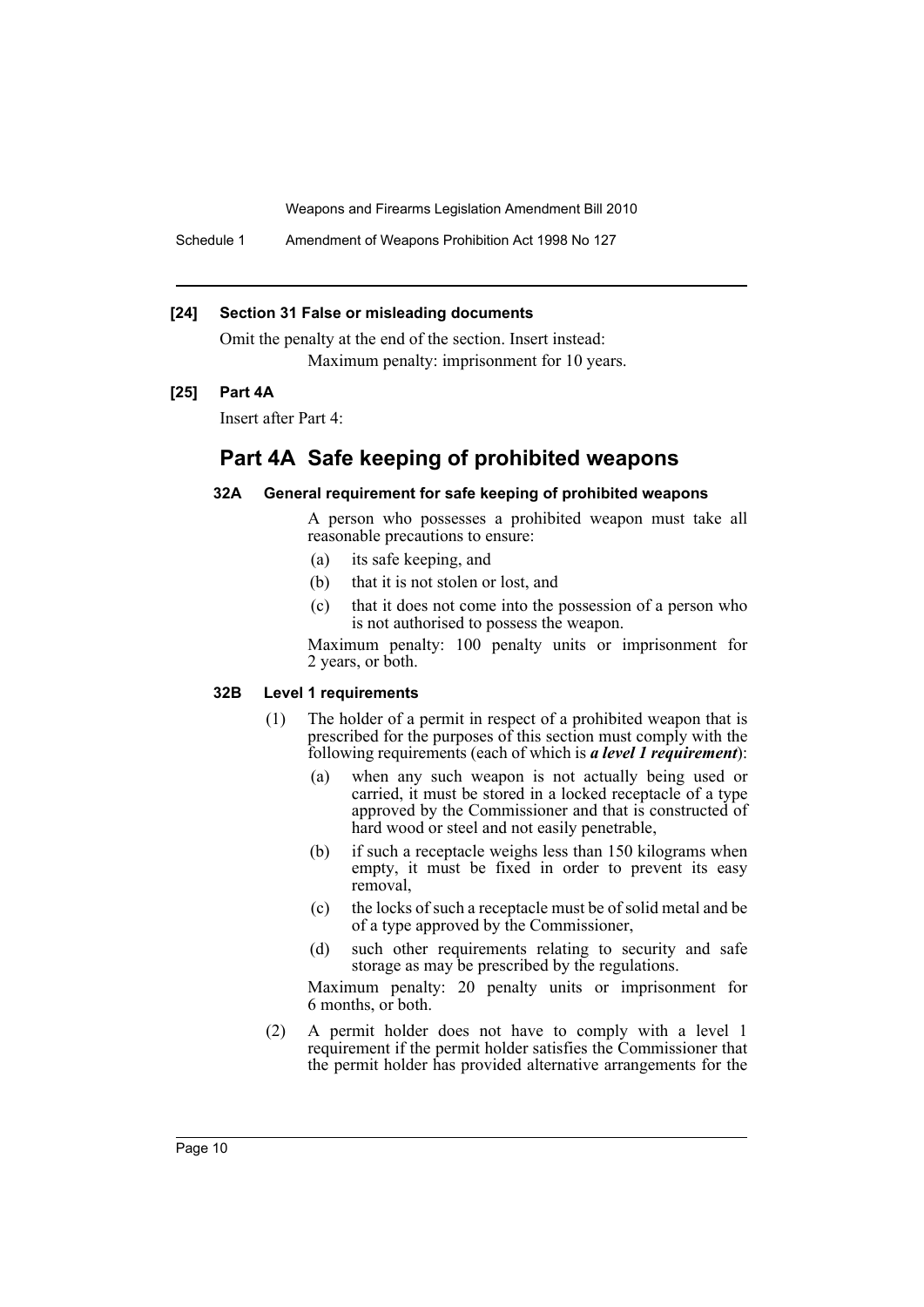#### [24] Section 31 False or misleading documents

Omit the penalty at the end of the section. Insert instead:

Maximum penalty: imprisonment for 10 years.

#### [25] Part 4A

Insert after Part 4:

## Part 4A Safe keeping of prohibited weapons

### 32A General requirement for safe keeping of prohibited weapons

A person who possesses a prohibited weapon must take all reasonable precautions to ensure:

- (a) its safe keeping, and
- (b) that it is not stolen or lost, and
- (c) that it does not come into the possession of a person who is not authorised to possess the weapon.

Maximum penalty: 100 penalty units or imprisonment for 2 years, or both.

### 32B Level 1 requirements

(1) The holder of a permit in respect of a prohibited weapon that is prescribed for the purposes of this section must comply with the following requirements (each of which is ***a level 1 requirement***):

- (a) when any such weapon is not actually being used or carried, it must be stored in a locked receptacle of a type approved by the Commissioner and that is constructed of hard wood or steel and not easily penetrable,
- (b) if such a receptacle weighs less than 150 kilograms when empty, it must be fixed in order to prevent its easy removal,
- (c) the locks of such a receptacle must be of solid metal and be of a type approved by the Commissioner,
- (d) such other requirements relating to security and safe storage as may be prescribed by the regulations.

Maximum penalty: 20 penalty units or imprisonment for 6 months, or both.

(2) A permit holder does not have to comply with a level 1 requirement if the permit holder satisfies the Commissioner that the permit holder has provided alternative arrangements for the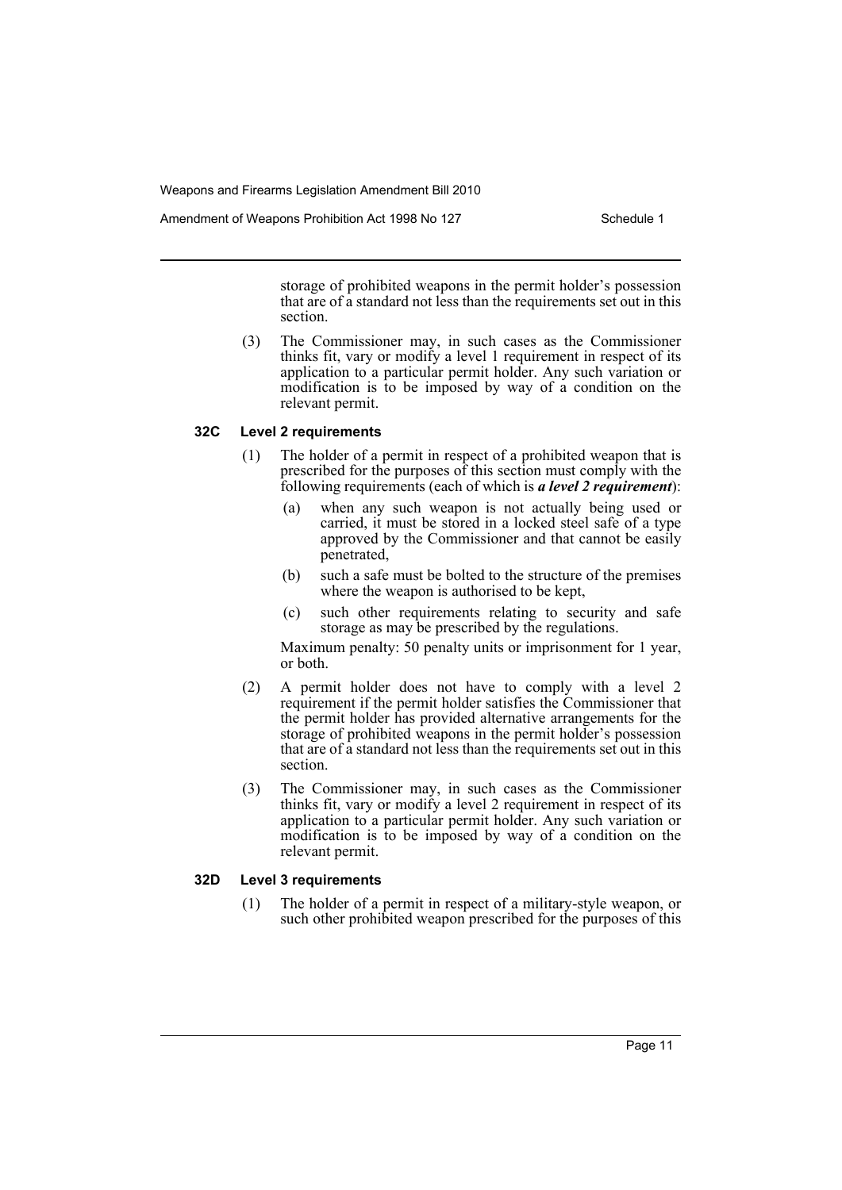storage of prohibited weapons in the permit holder's possession that are of a standard not less than the requirements set out in this section.

(3) The Commissioner may, in such cases as the Commissioner thinks fit, vary or modify a level 1 requirement in respect of its application to a particular permit holder. Any such variation or modification is to be imposed by way of a condition on the relevant permit.

### 32C Level 2 requirements

(1) The holder of a permit in respect of a prohibited weapon that is prescribed for the purposes of this section must comply with the following requirements (each of which is ***a level 2 requirement***):

(a) when any such weapon is not actually being used or carried, it must be stored in a locked steel safe of a type approved by the Commissioner and that cannot be easily penetrated,

(b) such a safe must be bolted to the structure of the premises where the weapon is authorised to be kept,

(c) such other requirements relating to security and safe storage as may be prescribed by the regulations.

Maximum penalty: 50 penalty units or imprisonment for 1 year, or both.

(2) A permit holder does not have to comply with a level 2 requirement if the permit holder satisfies the Commissioner that the permit holder has provided alternative arrangements for the storage of prohibited weapons in the permit holder's possession that are of a standard not less than the requirements set out in this section.

(3) The Commissioner may, in such cases as the Commissioner thinks fit, vary or modify a level 2 requirement in respect of its application to a particular permit holder. Any such variation or modification is to be imposed by way of a condition on the relevant permit.

### 32D Level 3 requirements

(1) The holder of a permit in respect of a military-style weapon, or such other prohibited weapon prescribed for the purposes of this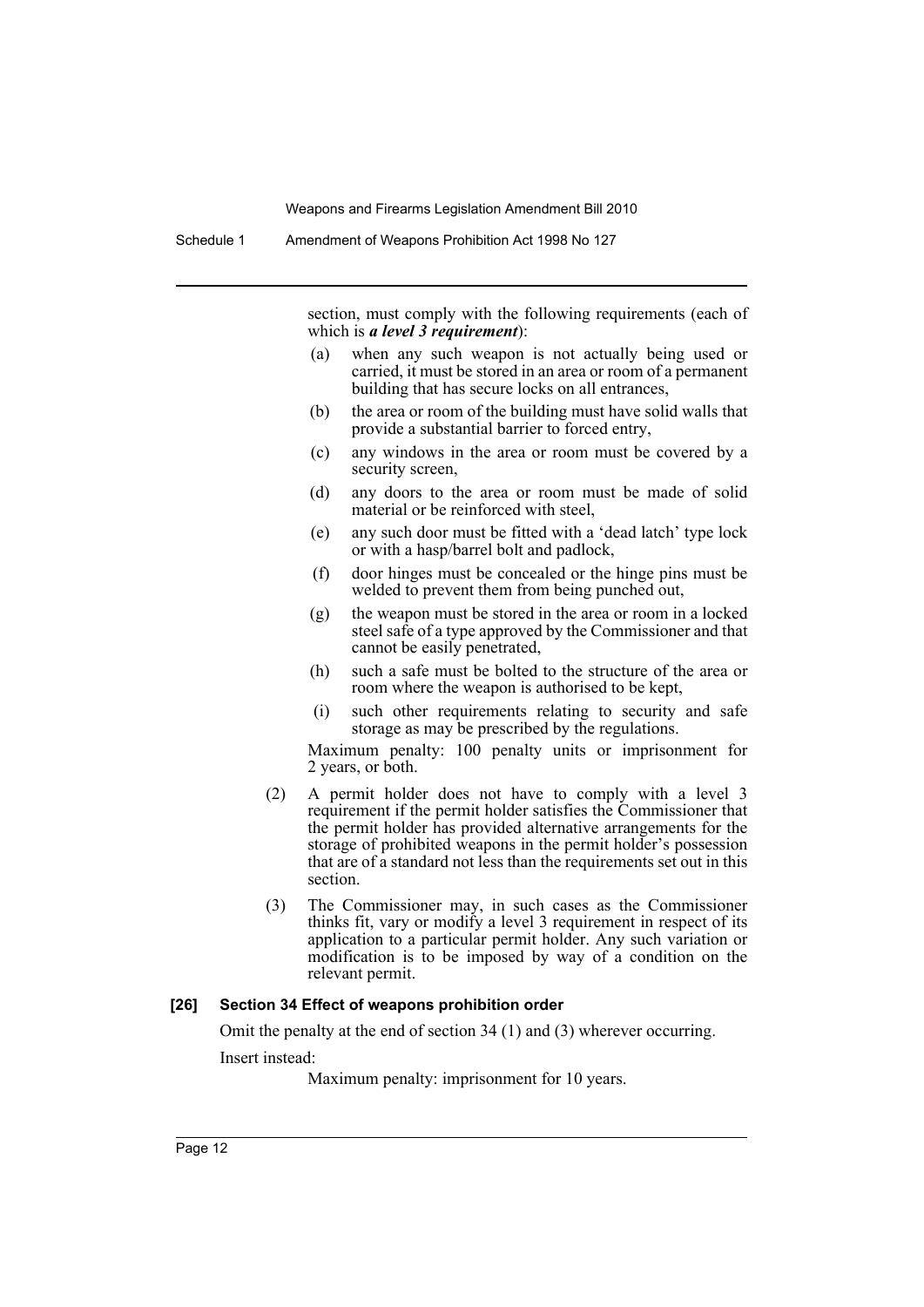section, must comply with the following requirements (each of which is ***a level 3 requirement***):

- (a) when any such weapon is not actually being used or carried, it must be stored in an area or room of a permanent building that has secure locks on all entrances,
- (b) the area or room of the building must have solid walls that provide a substantial barrier to forced entry,
- (c) any windows in the area or room must be covered by a security screen,
- (d) any doors to the area or room must be made of solid material or be reinforced with steel,
- (e) any such door must be fitted with a 'dead latch' type lock or with a hasp/barrel bolt and padlock,
- (f) door hinges must be concealed or the hinge pins must be welded to prevent them from being punched out,
- (g) the weapon must be stored in the area or room in a locked steel safe of a type approved by the Commissioner and that cannot be easily penetrated,
- (h) such a safe must be bolted to the structure of the area or room where the weapon is authorised to be kept,
- (i) such other requirements relating to security and safe storage as may be prescribed by the regulations.

Maximum penalty: 100 penalty units or imprisonment for 2 years, or both.

(2) A permit holder does not have to comply with a level 3 requirement if the permit holder satisfies the Commissioner that the permit holder has provided alternative arrangements for the storage of prohibited weapons in the permit holder's possession that are of a standard not less than the requirements set out in this section.

(3) The Commissioner may, in such cases as the Commissioner thinks fit, vary or modify a level 3 requirement in respect of its application to a particular permit holder. Any such variation or modification is to be imposed by way of a condition on the relevant permit.

**[26] Section 34 Effect of weapons prohibition order**

Omit the penalty at the end of section 34 (1) and (3) wherever occurring.

Insert instead:

Maximum penalty: imprisonment for 10 years.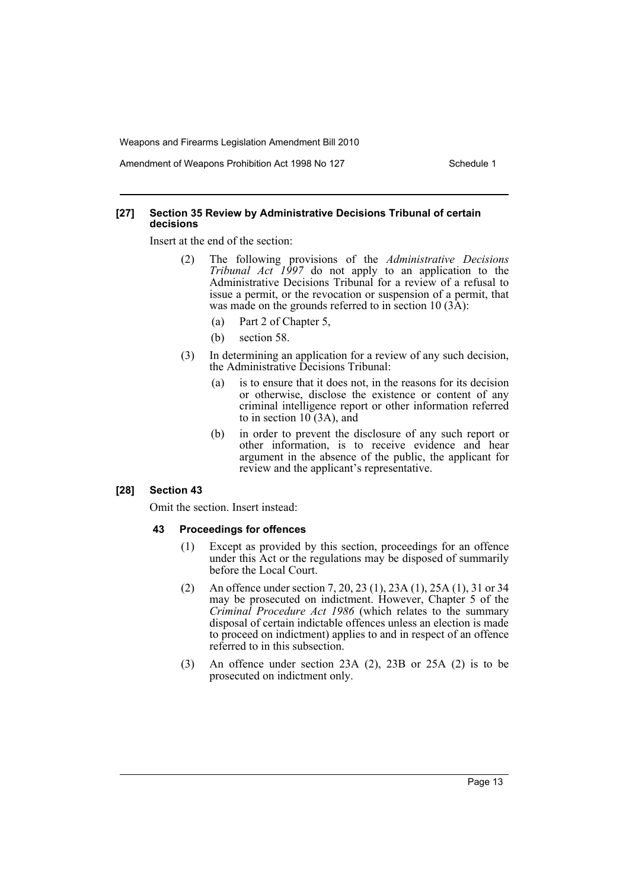**[27] Section 35 Review by Administrative Decisions Tribunal of certain decisions**

Insert at the end of the section:

(2) The following provisions of the *Administrative Decisions Tribunal Act 1997* do not apply to an application to the Administrative Decisions Tribunal for a review of a refusal to issue a permit, or the revocation or suspension of a permit, that was made on the grounds referred to in section 10 (3A):

(a) Part 2 of Chapter 5,

(b) section 58.

(3) In determining an application for a review of any such decision, the Administrative Decisions Tribunal:

(a) is to ensure that it does not, in the reasons for its decision or otherwise, disclose the existence or content of any criminal intelligence report or other information referred to in section 10 (3A), and

(b) in order to prevent the disclosure of any such report or other information, is to receive evidence and hear argument in the absence of the public, the applicant for review and the applicant's representative.

**[28] Section 43**

Omit the section. Insert instead:

**43 Proceedings for offences**

(1) Except as provided by this section, proceedings for an offence under this Act or the regulations may be disposed of summarily before the Local Court.

(2) An offence under section 7, 20, 23 (1), 23A (1), 25A (1), 31 or 34 may be prosecuted on indictment. However, Chapter 5 of the *Criminal Procedure Act 1986* (which relates to the summary disposal of certain indictable offences unless an election is made to proceed on indictment) applies to and in respect of an offence referred to in this subsection.

(3) An offence under section 23A (2), 23B or 25A (2) is to be prosecuted on indictment only.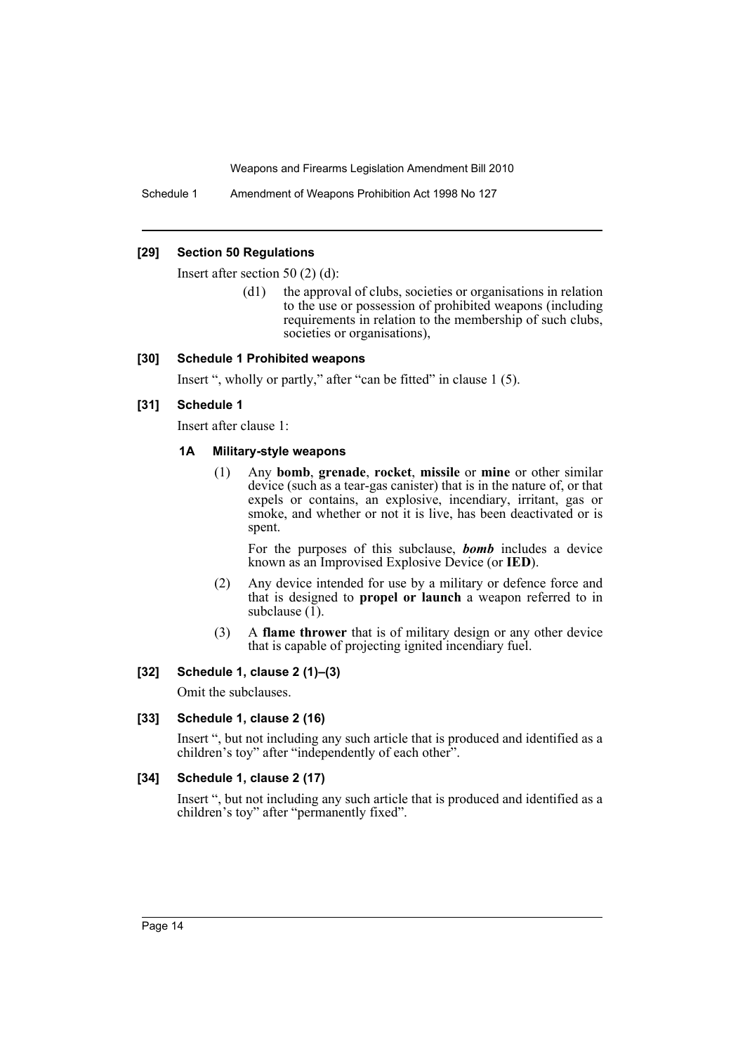#### [29] Section 50 Regulations

Insert after section 50 (2) (d):

> (d1) the approval of clubs, societies or organisations in relation to the use or possession of prohibited weapons (including requirements in relation to the membership of such clubs, societies or organisations),

#### [30] Schedule 1 Prohibited weapons

Insert ", wholly or partly," after "can be fitted" in clause 1 (5).

#### [31] Schedule 1

Insert after clause 1:

> **1A Military-style weapons**
>
> (1) Any **bomb**, **grenade**, **rocket**, **missile** or **mine** or other similar device (such as a tear-gas canister) that is in the nature of, or that expels or contains, an explosive, incendiary, irritant, gas or smoke, and whether or not it is live, has been deactivated or is spent.
>
> For the purposes of this subclause, ***bomb*** includes a device known as an Improvised Explosive Device (or **IED**).
>
> (2) Any device intended for use by a military or defence force and that is designed to **propel or launch** a weapon referred to in subclause (1).
>
> (3) A **flame thrower** that is of military design or any other device that is capable of projecting ignited incendiary fuel.

#### [32] Schedule 1, clause 2 (1)–(3)

Omit the subclauses.

#### [33] Schedule 1, clause 2 (16)

Insert ", but not including any such article that is produced and identified as a children's toy" after "independently of each other".

#### [34] Schedule 1, clause 2 (17)

Insert ", but not including any such article that is produced and identified as a children's toy" after "permanently fixed".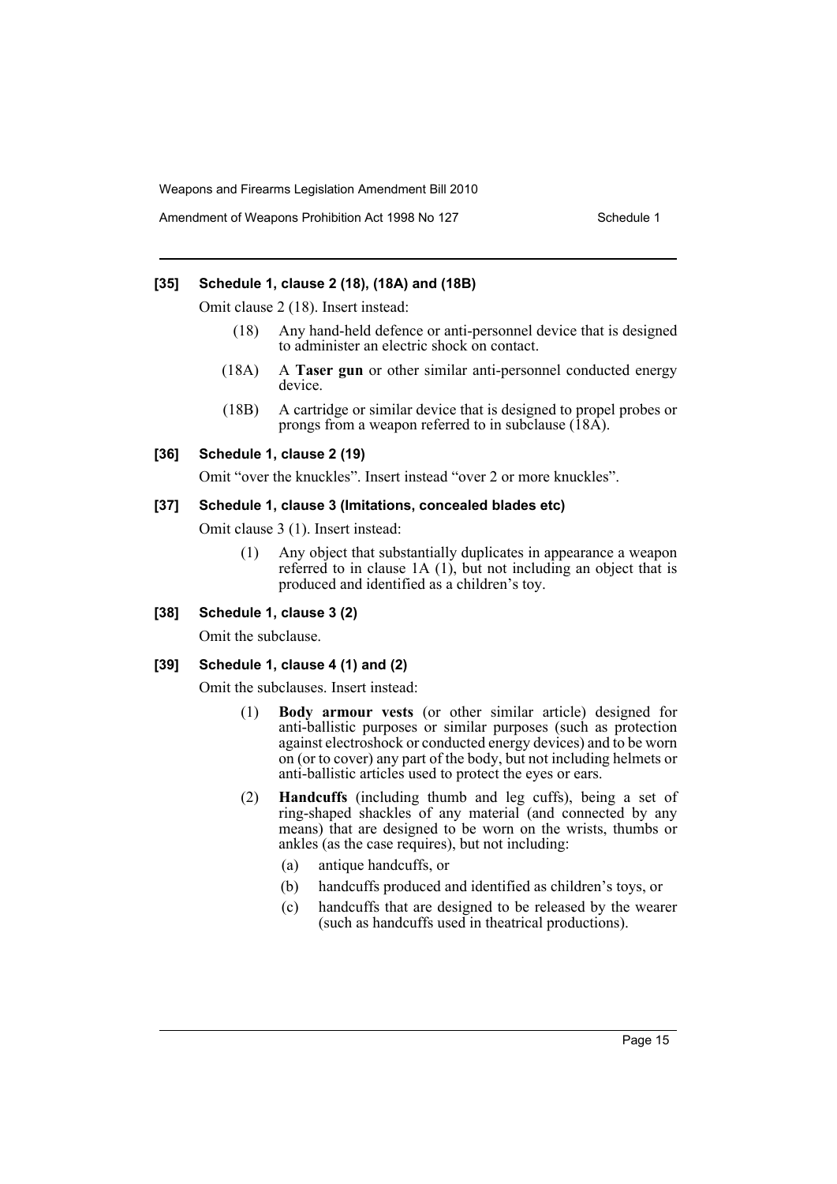**[35] Schedule 1, clause 2 (18), (18A) and (18B)**

Omit clause 2 (18). Insert instead:

(18) Any hand-held defence or anti-personnel device that is designed to administer an electric shock on contact.

(18A) A **Taser gun** or other similar anti-personnel conducted energy device.

(18B) A cartridge or similar device that is designed to propel probes or prongs from a weapon referred to in subclause (18A).

**[36] Schedule 1, clause 2 (19)**

Omit "over the knuckles". Insert instead "over 2 or more knuckles".

**[37] Schedule 1, clause 3 (Imitations, concealed blades etc)**

Omit clause 3 (1). Insert instead:

(1) Any object that substantially duplicates in appearance a weapon referred to in clause 1A (1), but not including an object that is produced and identified as a children's toy.

**[38] Schedule 1, clause 3 (2)**

Omit the subclause.

**[39] Schedule 1, clause 4 (1) and (2)**

Omit the subclauses. Insert instead:

(1) **Body armour vests** (or other similar article) designed for anti-ballistic purposes or similar purposes (such as protection against electroshock or conducted energy devices) and to be worn on (or to cover) any part of the body, but not including helmets or anti-ballistic articles used to protect the eyes or ears.

(2) **Handcuffs** (including thumb and leg cuffs), being a set of ring-shaped shackles of any material (and connected by any means) that are designed to be worn on the wrists, thumbs or ankles (as the case requires), but not including:

(a) antique handcuffs, or

(b) handcuffs produced and identified as children's toys, or

(c) handcuffs that are designed to be released by the wearer (such as handcuffs used in theatrical productions).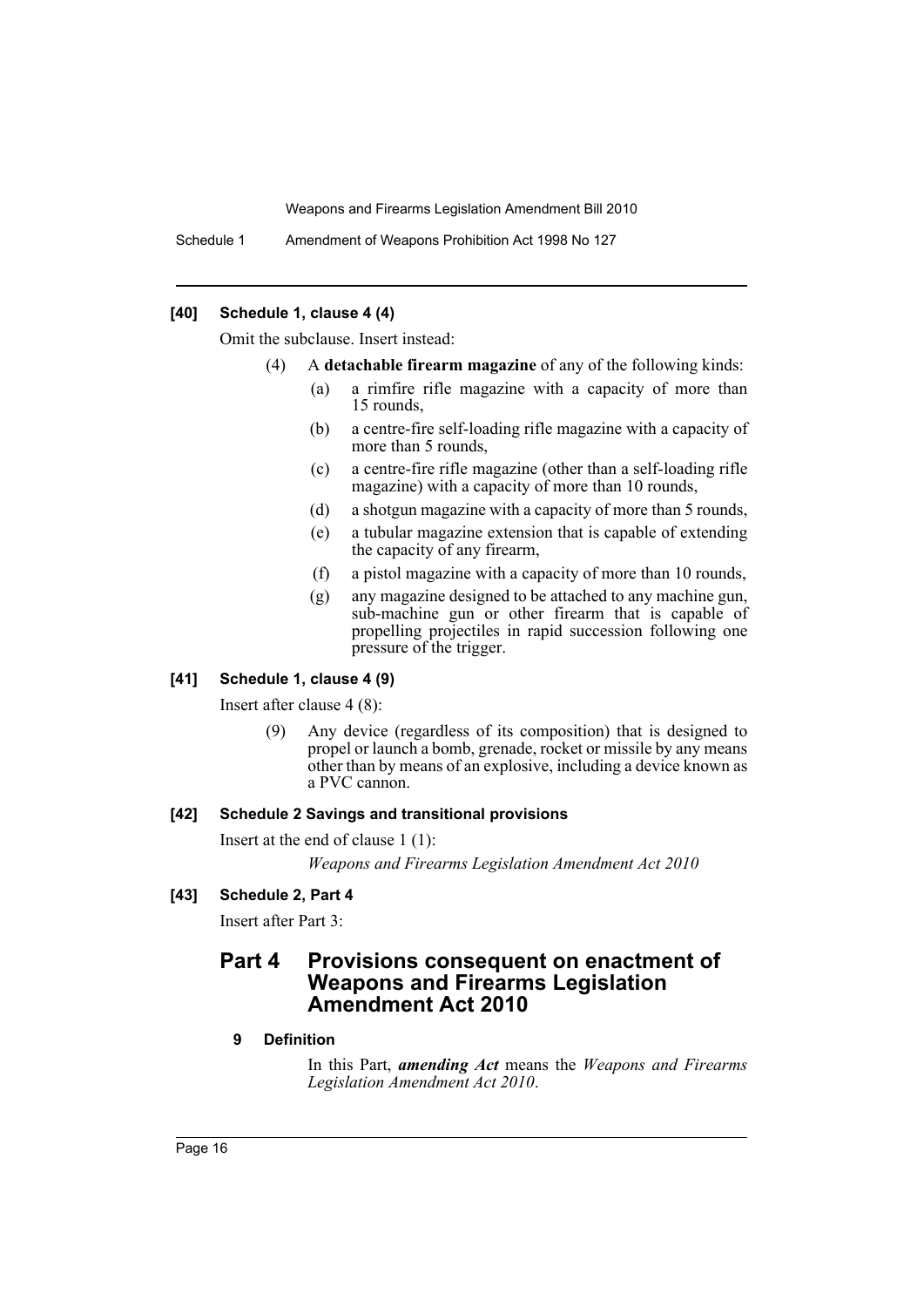**[40] Schedule 1, clause 4 (4)**

Omit the subclause. Insert instead:

(4) A **detachable firearm magazine** of any of the following kinds:

- (a) a rimfire rifle magazine with a capacity of more than 15 rounds,
- (b) a centre-fire self-loading rifle magazine with a capacity of more than 5 rounds,
- (c) a centre-fire rifle magazine (other than a self-loading rifle magazine) with a capacity of more than 10 rounds,
- (d) a shotgun magazine with a capacity of more than 5 rounds,
- (e) a tubular magazine extension that is capable of extending the capacity of any firearm,
- (f) a pistol magazine with a capacity of more than 10 rounds,
- (g) any magazine designed to be attached to any machine gun, sub-machine gun or other firearm that is capable of propelling projectiles in rapid succession following one pressure of the trigger.

**[41] Schedule 1, clause 4 (9)**

Insert after clause 4 (8):

(9) Any device (regardless of its composition) that is designed to propel or launch a bomb, grenade, rocket or missile by any means other than by means of an explosive, including a device known as a PVC cannon.

**[42] Schedule 2 Savings and transitional provisions**

Insert at the end of clause 1 (1):

*Weapons and Firearms Legislation Amendment Act 2010*

**[43] Schedule 2, Part 4**

Insert after Part 3:

## Part 4 Provisions consequent on enactment of Weapons and Firearms Legislation Amendment Act 2010

### 9 Definition

In this Part, ***amending Act*** means the *Weapons and Firearms Legislation Amendment Act 2010*.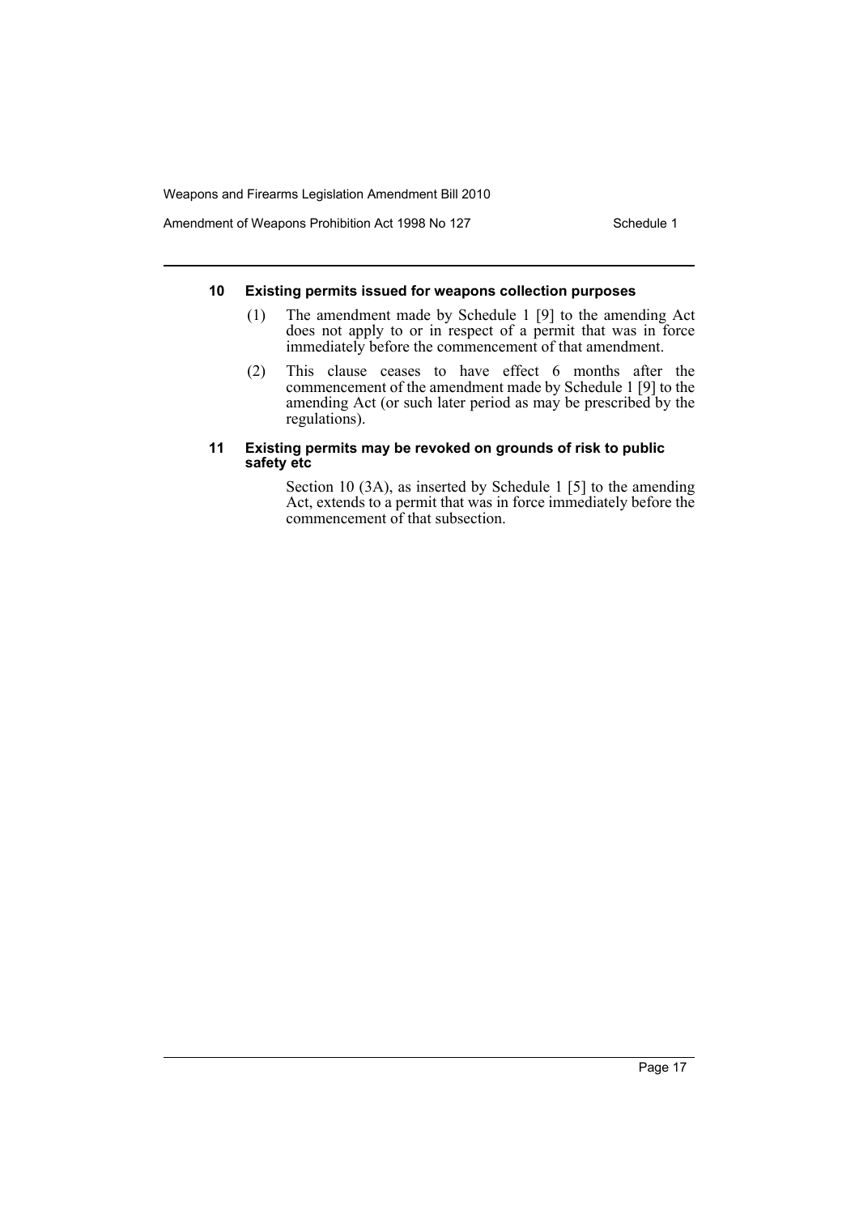#### 10 Existing permits issued for weapons collection purposes

(1) The amendment made by Schedule 1 [9] to the amending Act does not apply to or in respect of a permit that was in force immediately before the commencement of that amendment.

(2) This clause ceases to have effect 6 months after the commencement of the amendment made by Schedule 1 [9] to the amending Act (or such later period as may be prescribed by the regulations).

#### 11 Existing permits may be revoked on grounds of risk to public safety etc

Section 10 (3A), as inserted by Schedule 1 [5] to the amending Act, extends to a permit that was in force immediately before the commencement of that subsection.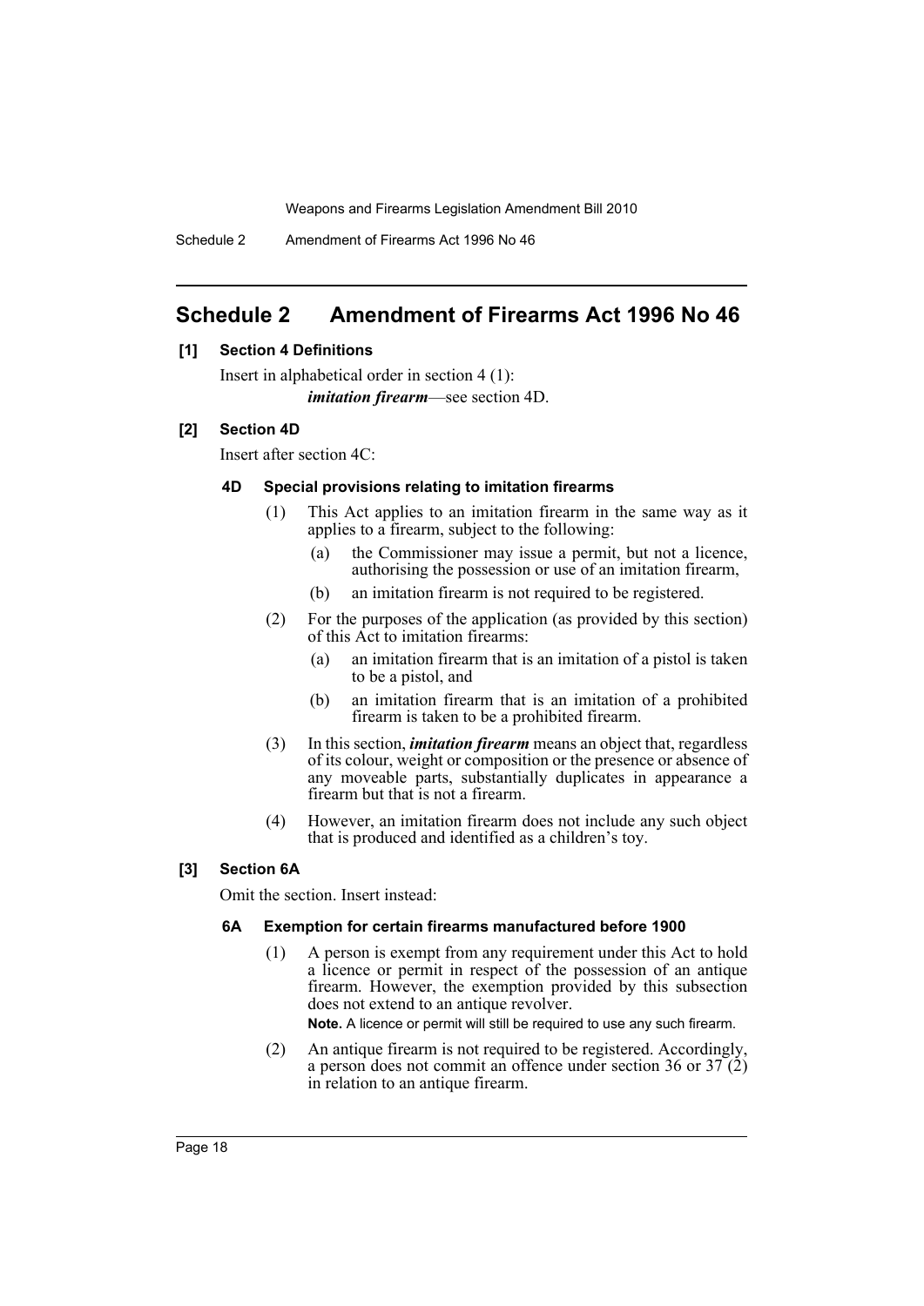# Schedule 2 Amendment of Firearms Act 1996 No 46

**[1] Section 4 Definitions**

Insert in alphabetical order in section 4 (1):

***imitation firearm***—see section 4D.

**[2] Section 4D**

Insert after section 4C:

**4D Special provisions relating to imitation firearms**

(1) This Act applies to an imitation firearm in the same way as it applies to a firearm, subject to the following:

(a) the Commissioner may issue a permit, but not a licence, authorising the possession or use of an imitation firearm,

(b) an imitation firearm is not required to be registered.

(2) For the purposes of the application (as provided by this section) of this Act to imitation firearms:

(a) an imitation firearm that is an imitation of a pistol is taken to be a pistol, and

(b) an imitation firearm that is an imitation of a prohibited firearm is taken to be a prohibited firearm.

(3) In this section, ***imitation firearm*** means an object that, regardless of its colour, weight or composition or the presence or absence of any moveable parts, substantially duplicates in appearance a firearm but that is not a firearm.

(4) However, an imitation firearm does not include any such object that is produced and identified as a children's toy.

**[3] Section 6A**

Omit the section. Insert instead:

**6A Exemption for certain firearms manufactured before 1900**

(1) A person is exempt from any requirement under this Act to hold a licence or permit in respect of the possession of an antique firearm. However, the exemption provided by this subsection does not extend to an antique revolver.

**Note.** A licence or permit will still be required to use any such firearm.

(2) An antique firearm is not required to be registered. Accordingly, a person does not commit an offence under section 36 or 37 (2) in relation to an antique firearm.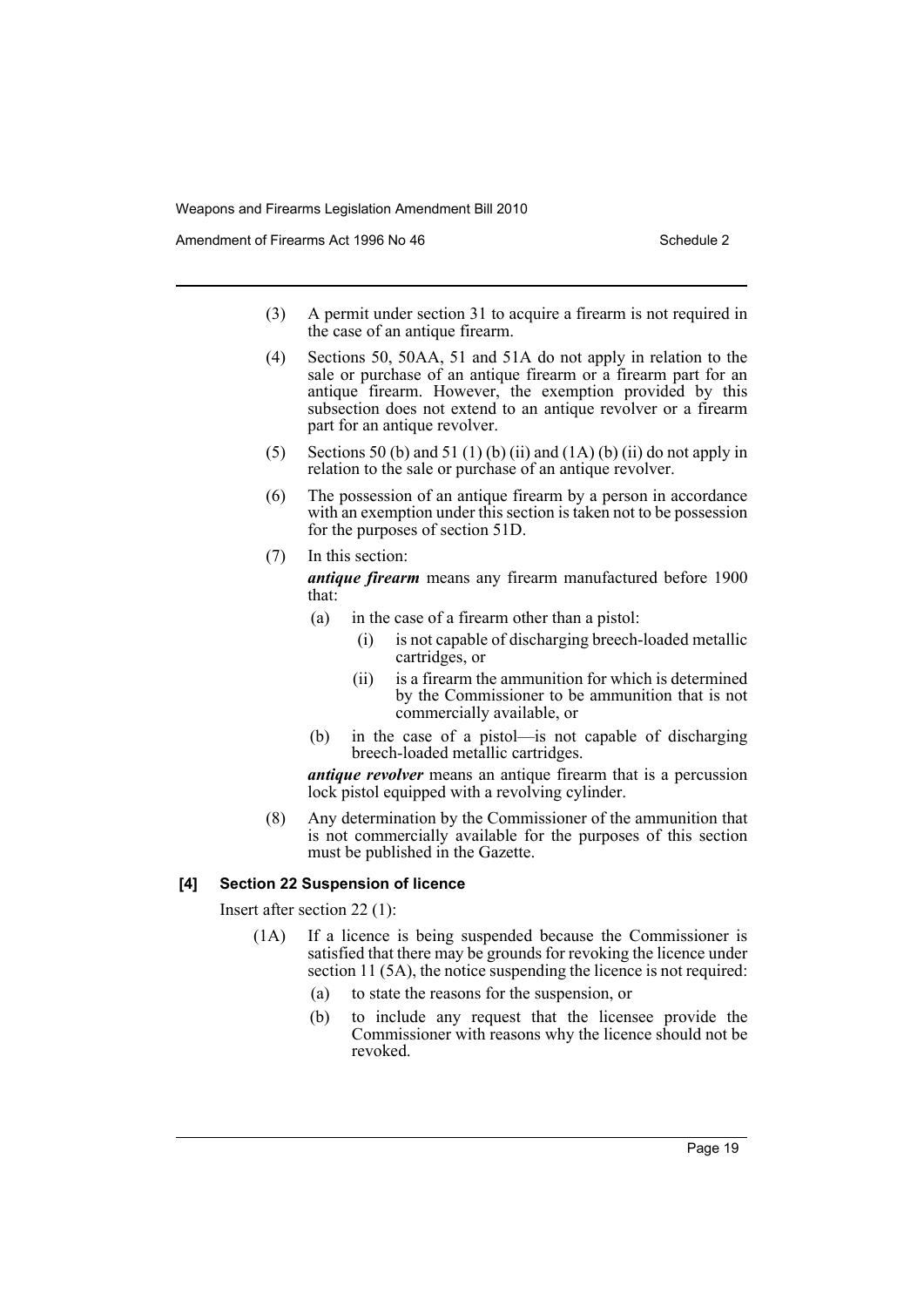(3) A permit under section 31 to acquire a firearm is not required in the case of an antique firearm.

(4) Sections 50, 50AA, 51 and 51A do not apply in relation to the sale or purchase of an antique firearm or a firearm part for an antique firearm. However, the exemption provided by this subsection does not extend to an antique revolver or a firearm part for an antique revolver.

(5) Sections 50 (b) and 51 (1) (b) (ii) and (1A) (b) (ii) do not apply in relation to the sale or purchase of an antique revolver.

(6) The possession of an antique firearm by a person in accordance with an exemption under this section is taken not to be possession for the purposes of section 51D.

(7) In this section:

***antique firearm*** means any firearm manufactured before 1900 that:

- (a) in the case of a firearm other than a pistol:
  - (i) is not capable of discharging breech-loaded metallic cartridges, or
  - (ii) is a firearm the ammunition for which is determined by the Commissioner to be ammunition that is not commercially available, or
- (b) in the case of a pistol—is not capable of discharging breech-loaded metallic cartridges.

***antique revolver*** means an antique firearm that is a percussion lock pistol equipped with a revolving cylinder.

(8) Any determination by the Commissioner of the ammunition that is not commercially available for the purposes of this section must be published in the Gazette.

#### [4] Section 22 Suspension of licence

Insert after section 22 (1):

(1A) If a licence is being suspended because the Commissioner is satisfied that there may be grounds for revoking the licence under section 11 (5A), the notice suspending the licence is not required:

- (a) to state the reasons for the suspension, or
- (b) to include any request that the licensee provide the Commissioner with reasons why the licence should not be revoked.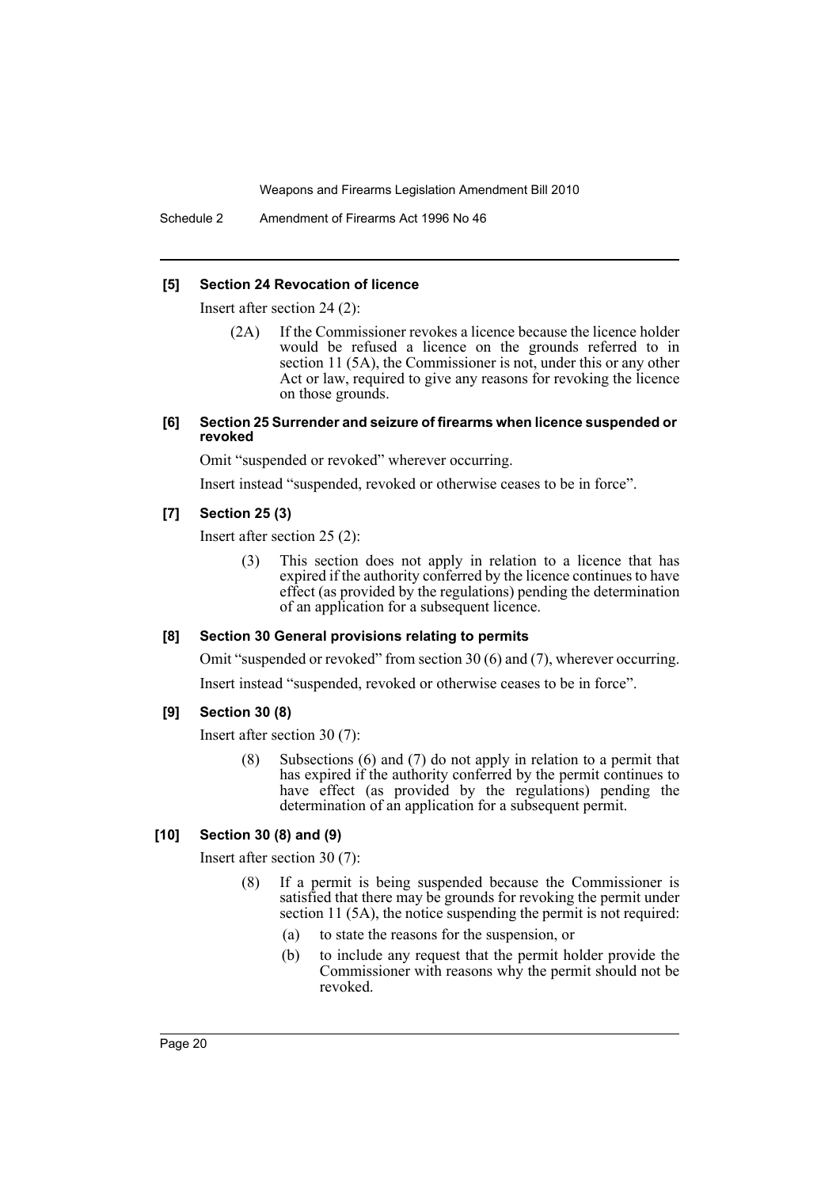### [5] Section 24 Revocation of licence

Insert after section 24 (2):

> (2A) If the Commissioner revokes a licence because the licence holder would be refused a licence on the grounds referred to in section 11 (5A), the Commissioner is not, under this or any other Act or law, required to give any reasons for revoking the licence on those grounds.

### [6] Section 25 Surrender and seizure of firearms when licence suspended or revoked

Omit "suspended or revoked" wherever occurring.

Insert instead "suspended, revoked or otherwise ceases to be in force".

### [7] Section 25 (3)

Insert after section 25 (2):

> (3) This section does not apply in relation to a licence that has expired if the authority conferred by the licence continues to have effect (as provided by the regulations) pending the determination of an application for a subsequent licence.

### [8] Section 30 General provisions relating to permits

Omit "suspended or revoked" from section 30 (6) and (7), wherever occurring.

Insert instead "suspended, revoked or otherwise ceases to be in force".

### [9] Section 30 (8)

Insert after section 30 (7):

> (8) Subsections (6) and (7) do not apply in relation to a permit that has expired if the authority conferred by the permit continues to have effect (as provided by the regulations) pending the determination of an application for a subsequent permit.

### [10] Section 30 (8) and (9)

Insert after section 30 (7):

> (8) If a permit is being suspended because the Commissioner is satisfied that there may be grounds for revoking the permit under section 11 (5A), the notice suspending the permit is not required:
>
> (a) to state the reasons for the suspension, or
>
> (b) to include any request that the permit holder provide the Commissioner with reasons why the permit should not be revoked.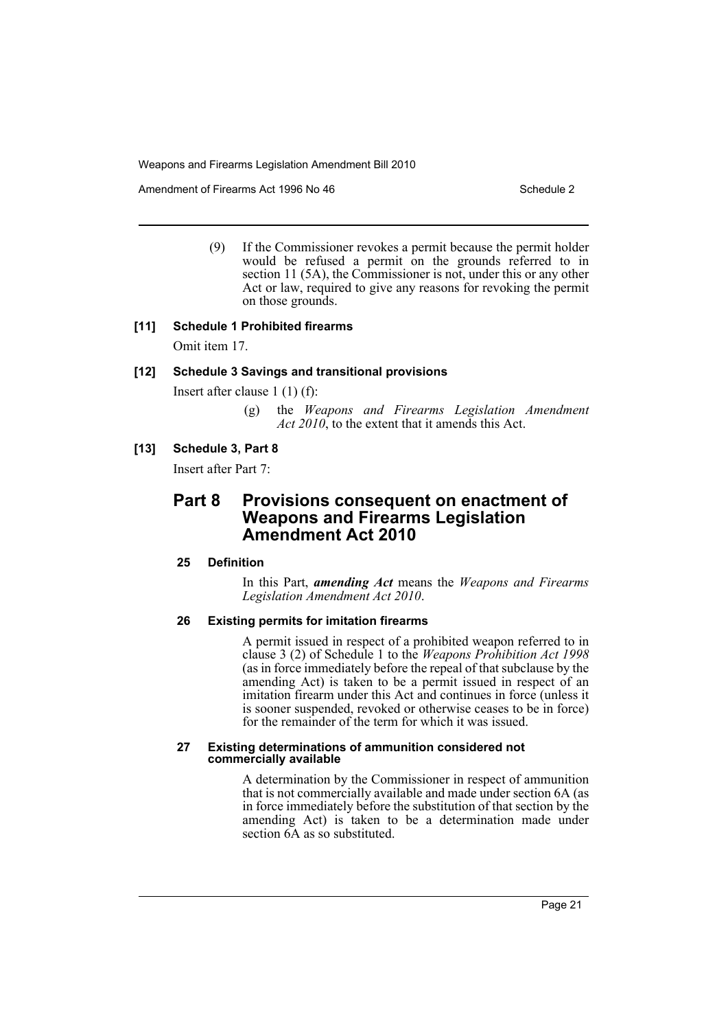(9) If the Commissioner revokes a permit because the permit holder would be refused a permit on the grounds referred to in section 11 (5A), the Commissioner is not, under this or any other Act or law, required to give any reasons for revoking the permit on those grounds.

### [11] Schedule 1 Prohibited firearms

Omit item 17.

### [12] Schedule 3 Savings and transitional provisions

Insert after clause 1 (1) (f):

(g) the *Weapons and Firearms Legislation Amendment Act 2010*, to the extent that it amends this Act.

### [13] Schedule 3, Part 8

Insert after Part 7:

## Part 8 Provisions consequent on enactment of Weapons and Firearms Legislation Amendment Act 2010

#### 25 Definition

In this Part, ***amending Act*** means the *Weapons and Firearms Legislation Amendment Act 2010*.

#### 26 Existing permits for imitation firearms

A permit issued in respect of a prohibited weapon referred to in clause 3 (2) of Schedule 1 to the *Weapons Prohibition Act 1998* (as in force immediately before the repeal of that subclause by the amending Act) is taken to be a permit issued in respect of an imitation firearm under this Act and continues in force (unless it is sooner suspended, revoked or otherwise ceases to be in force) for the remainder of the term for which it was issued.

#### 27 Existing determinations of ammunition considered not commercially available

A determination by the Commissioner in respect of ammunition that is not commercially available and made under section 6A (as in force immediately before the substitution of that section by the amending Act) is taken to be a determination made under section 6A as so substituted.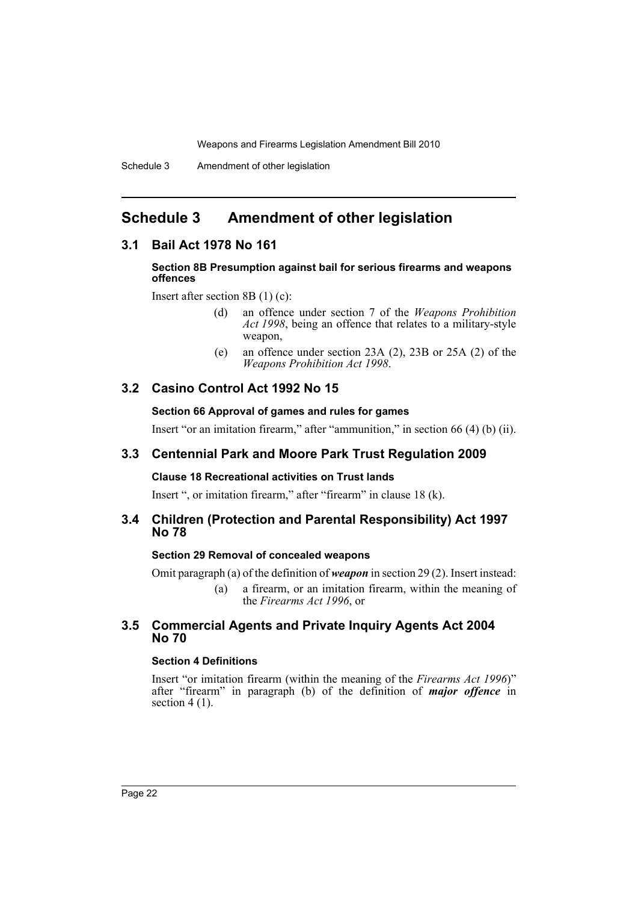# Schedule 3 Amendment of other legislation

## 3.1 Bail Act 1978 No 161

**Section 8B Presumption against bail for serious firearms and weapons offences**

Insert after section 8B (1) (c):

> (d) an offence under section 7 of the *Weapons Prohibition Act 1998*, being an offence that relates to a military-style weapon,
>
> (e) an offence under section 23A (2), 23B or 25A (2) of the *Weapons Prohibition Act 1998*.

## 3.2 Casino Control Act 1992 No 15

**Section 66 Approval of games and rules for games**

Insert "or an imitation firearm," after "ammunition," in section 66 (4) (b) (ii).

## 3.3 Centennial Park and Moore Park Trust Regulation 2009

**Clause 18 Recreational activities on Trust lands**

Insert ", or imitation firearm," after "firearm" in clause 18 (k).

## 3.4 Children (Protection and Parental Responsibility) Act 1997 No 78

**Section 29 Removal of concealed weapons**

Omit paragraph (a) of the definition of ***weapon*** in section 29 (2). Insert instead:

> (a) a firearm, or an imitation firearm, within the meaning of the *Firearms Act 1996*, or

## 3.5 Commercial Agents and Private Inquiry Agents Act 2004 No 70

**Section 4 Definitions**

Insert "or imitation firearm (within the meaning of the *Firearms Act 1996*)" after "firearm" in paragraph (b) of the definition of ***major offence*** in section 4 (1).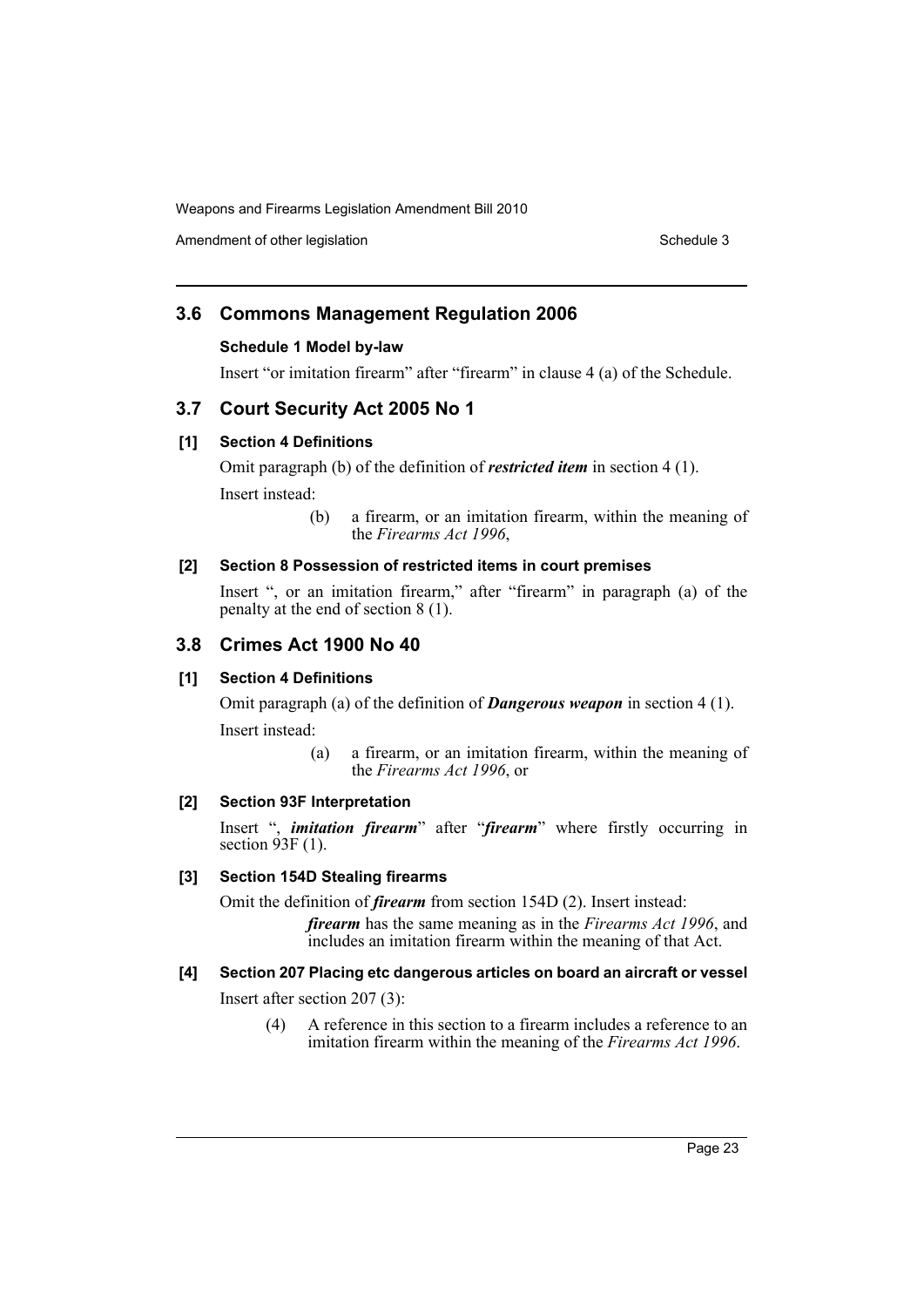## 3.6 Commons Management Regulation 2006

**Schedule 1 Model by-law**

Insert "or imitation firearm" after "firearm" in clause 4 (a) of the Schedule.

## 3.7 Court Security Act 2005 No 1

**[1] Section 4 Definitions**

Omit paragraph (b) of the definition of ***restricted item*** in section 4 (1).

Insert instead:

> (b) a firearm, or an imitation firearm, within the meaning of the *Firearms Act 1996*,

**[2] Section 8 Possession of restricted items in court premises**

Insert ", or an imitation firearm," after "firearm" in paragraph (a) of the penalty at the end of section 8 (1).

## 3.8 Crimes Act 1900 No 40

**[1] Section 4 Definitions**

Omit paragraph (a) of the definition of ***Dangerous weapon*** in section 4 (1).

Insert instead:

> (a) a firearm, or an imitation firearm, within the meaning of the *Firearms Act 1996*, or

**[2] Section 93F Interpretation**

Insert ", ***imitation firearm***" after "***firearm***" where firstly occurring in section 93F (1).

**[3] Section 154D Stealing firearms**

Omit the definition of ***firearm*** from section 154D (2). Insert instead:

> ***firearm*** has the same meaning as in the *Firearms Act 1996*, and includes an imitation firearm within the meaning of that Act.

**[4] Section 207 Placing etc dangerous articles on board an aircraft or vessel**

Insert after section 207 (3):

> (4) A reference in this section to a firearm includes a reference to an imitation firearm within the meaning of the *Firearms Act 1996*.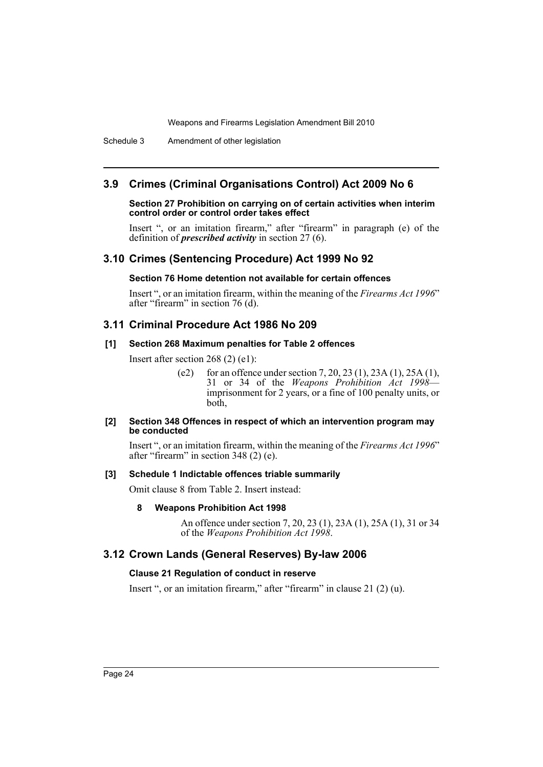## 3.9 Crimes (Criminal Organisations Control) Act 2009 No 6

**Section 27 Prohibition on carrying on of certain activities when interim control order or control order takes effect**

Insert ", or an imitation firearm," after "firearm" in paragraph (e) of the definition of ***prescribed activity*** in section 27 (6).

## 3.10 Crimes (Sentencing Procedure) Act 1999 No 92

**Section 76 Home detention not available for certain offences**

Insert ", or an imitation firearm, within the meaning of the *Firearms Act 1996*" after "firearm" in section 76 (d).

## 3.11 Criminal Procedure Act 1986 No 209

**[1] Section 268 Maximum penalties for Table 2 offences**

Insert after section 268 (2) (e1):

> (e2) for an offence under section 7, 20, 23 (1), 23A (1), 25A (1), 31 or 34 of the *Weapons Prohibition Act 1998*—imprisonment for 2 years, or a fine of 100 penalty units, or both,

**[2] Section 348 Offences in respect of which an intervention program may be conducted**

Insert ", or an imitation firearm, within the meaning of the *Firearms Act 1996*" after "firearm" in section 348 (2) (e).

**[3] Schedule 1 Indictable offences triable summarily**

Omit clause 8 from Table 2. Insert instead:

> **8 Weapons Prohibition Act 1998**
>
> An offence under section 7, 20, 23 (1), 23A (1), 25A (1), 31 or 34 of the *Weapons Prohibition Act 1998*.

## 3.12 Crown Lands (General Reserves) By-law 2006

**Clause 21 Regulation of conduct in reserve**

Insert ", or an imitation firearm," after "firearm" in clause 21 (2) (u).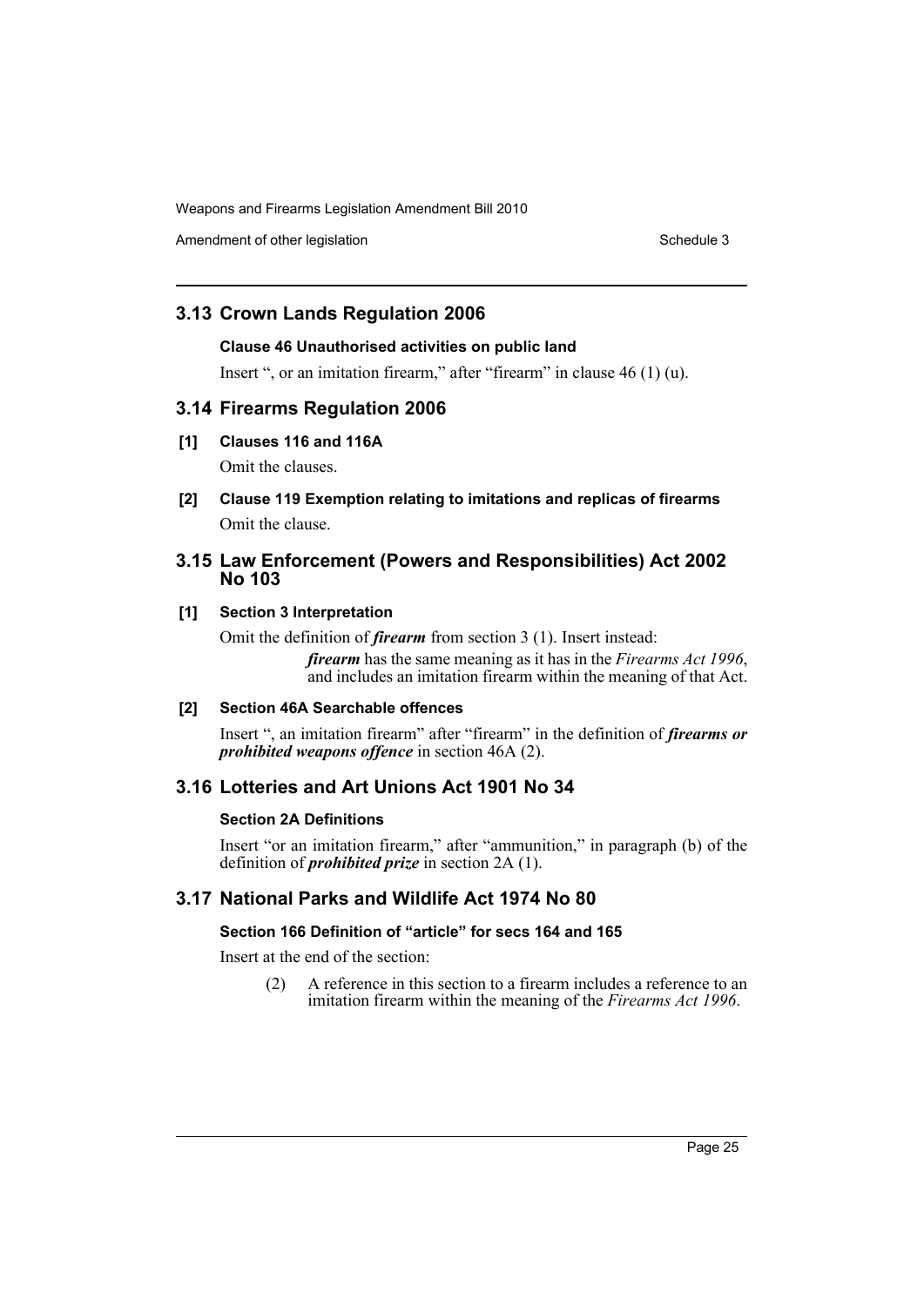## 3.13 Crown Lands Regulation 2006

### Clause 46 Unauthorised activities on public land

Insert ", or an imitation firearm," after "firearm" in clause 46 (1) (u).

## 3.14 Firearms Regulation 2006

### [1] Clauses 116 and 116A

Omit the clauses.

### [2] Clause 119 Exemption relating to imitations and replicas of firearms

Omit the clause.

## 3.15 Law Enforcement (Powers and Responsibilities) Act 2002 No 103

### [1] Section 3 Interpretation

Omit the definition of ***firearm*** from section 3 (1). Insert instead:

> ***firearm*** has the same meaning as it has in the *Firearms Act 1996*, and includes an imitation firearm within the meaning of that Act.

### [2] Section 46A Searchable offences

Insert ", an imitation firearm" after "firearm" in the definition of ***firearms or prohibited weapons offence*** in section 46A (2).

## 3.16 Lotteries and Art Unions Act 1901 No 34

### Section 2A Definitions

Insert "or an imitation firearm," after "ammunition," in paragraph (b) of the definition of ***prohibited prize*** in section 2A (1).

## 3.17 National Parks and Wildlife Act 1974 No 80

### Section 166 Definition of "article" for secs 164 and 165

Insert at the end of the section:

> (2) A reference in this section to a firearm includes a reference to an imitation firearm within the meaning of the *Firearms Act 1996*.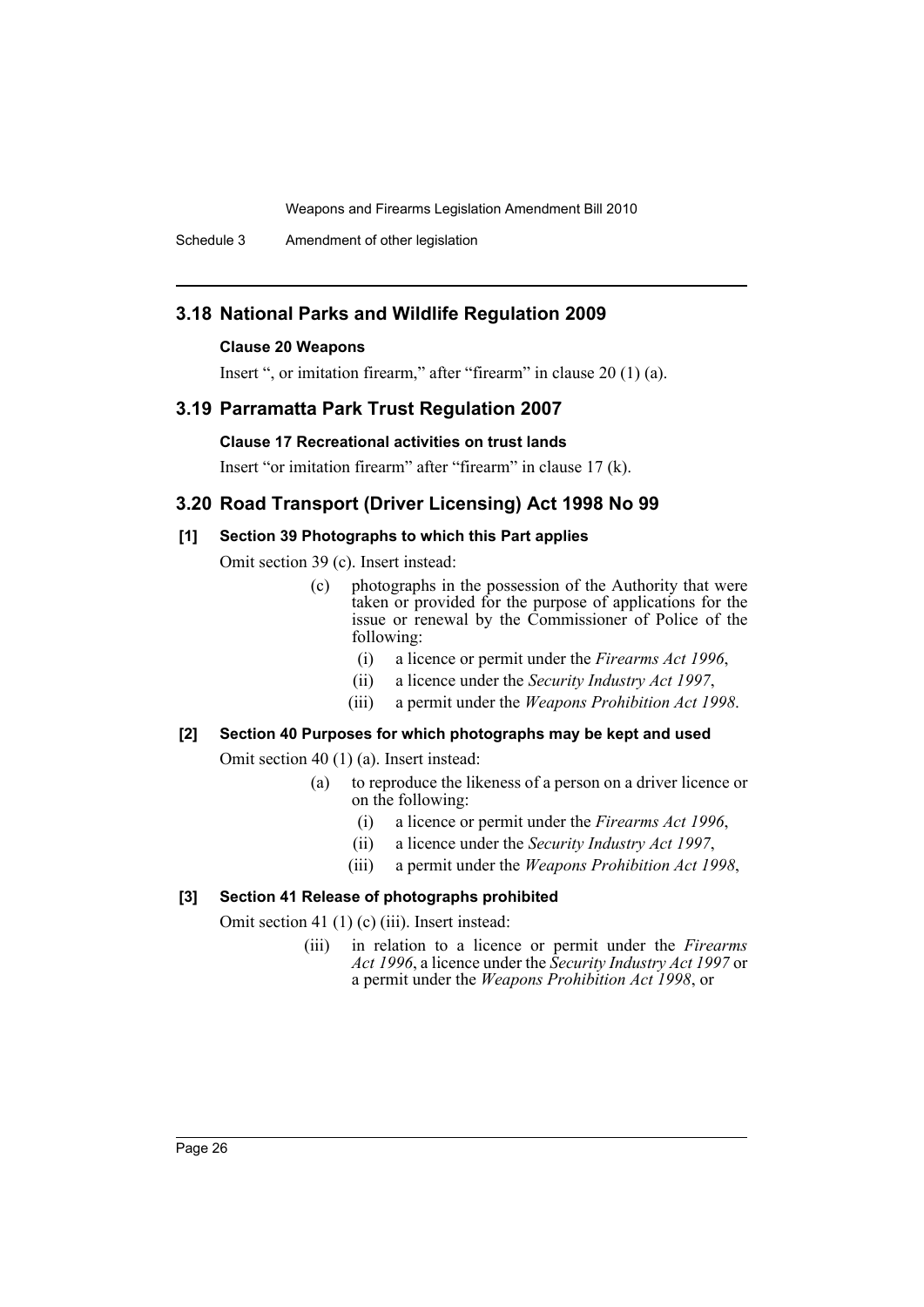## 3.18 National Parks and Wildlife Regulation 2009

### Clause 20 Weapons

Insert ", or imitation firearm," after "firearm" in clause 20 (1) (a).

## 3.19 Parramatta Park Trust Regulation 2007

### Clause 17 Recreational activities on trust lands

Insert "or imitation firearm" after "firearm" in clause 17 (k).

## 3.20 Road Transport (Driver Licensing) Act 1998 No 99

### [1] Section 39 Photographs to which this Part applies

Omit section 39 (c). Insert instead:

> (c) photographs in the possession of the Authority that were taken or provided for the purpose of applications for the issue or renewal by the Commissioner of Police of the following:
>
> (i) a licence or permit under the *Firearms Act 1996*,
>
> (ii) a licence under the *Security Industry Act 1997*,
>
> (iii) a permit under the *Weapons Prohibition Act 1998*.

### [2] Section 40 Purposes for which photographs may be kept and used

Omit section 40 (1) (a). Insert instead:

> (a) to reproduce the likeness of a person on a driver licence or on the following:
>
> (i) a licence or permit under the *Firearms Act 1996*,
>
> (ii) a licence under the *Security Industry Act 1997*,
>
> (iii) a permit under the *Weapons Prohibition Act 1998*,

### [3] Section 41 Release of photographs prohibited

Omit section 41 (1) (c) (iii). Insert instead:

> (iii) in relation to a licence or permit under the *Firearms Act 1996*, a licence under the *Security Industry Act 1997* or a permit under the *Weapons Prohibition Act 1998*, or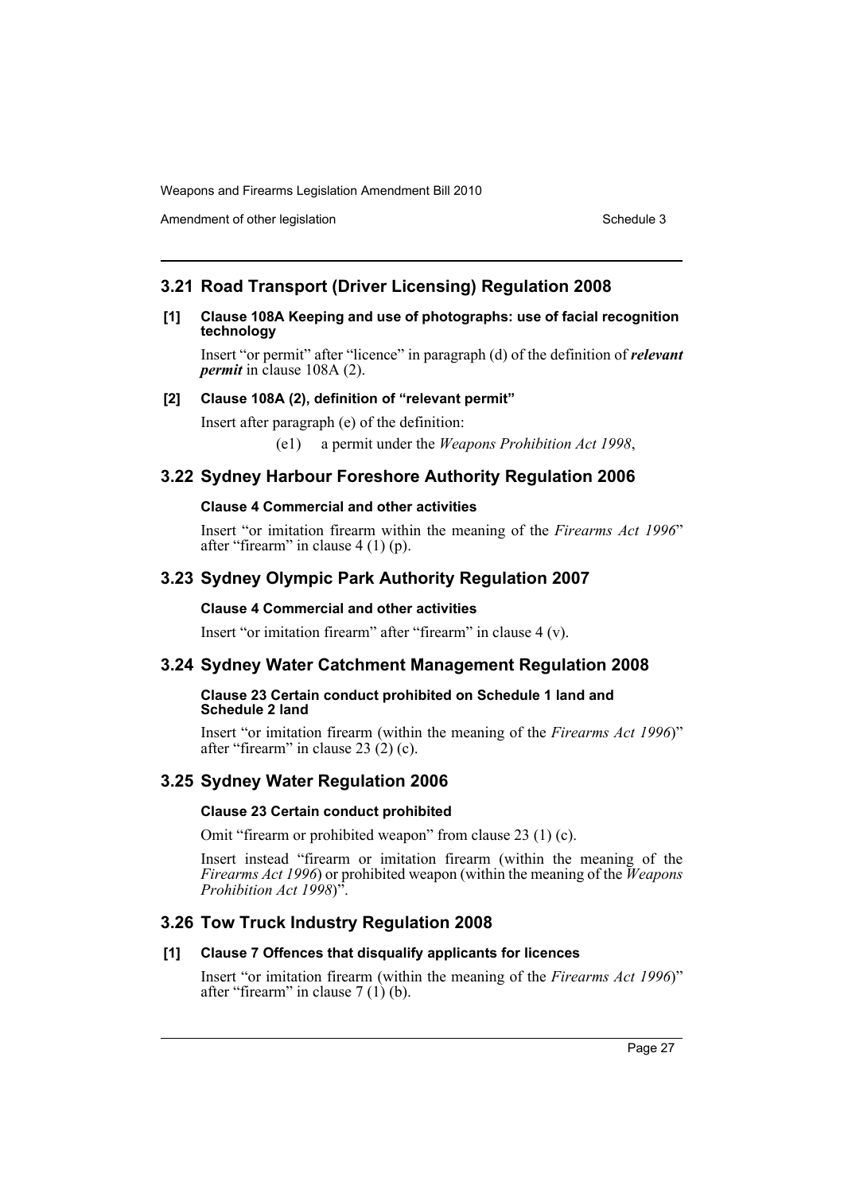## 3.21 Road Transport (Driver Licensing) Regulation 2008

**[1] Clause 108A Keeping and use of photographs: use of facial recognition technology**

Insert "or permit" after "licence" in paragraph (d) of the definition of ***relevant permit*** in clause 108A (2).

**[2] Clause 108A (2), definition of "relevant permit"**

Insert after paragraph (e) of the definition:

(e1) a permit under the *Weapons Prohibition Act 1998*,

## 3.22 Sydney Harbour Foreshore Authority Regulation 2006

**Clause 4 Commercial and other activities**

Insert "or imitation firearm within the meaning of the *Firearms Act 1996*" after "firearm" in clause 4 (1) (p).

## 3.23 Sydney Olympic Park Authority Regulation 2007

**Clause 4 Commercial and other activities**

Insert "or imitation firearm" after "firearm" in clause 4 (v).

## 3.24 Sydney Water Catchment Management Regulation 2008

**Clause 23 Certain conduct prohibited on Schedule 1 land and Schedule 2 land**

Insert "or imitation firearm (within the meaning of the *Firearms Act 1996*)" after "firearm" in clause 23 (2) (c).

## 3.25 Sydney Water Regulation 2006

**Clause 23 Certain conduct prohibited**

Omit "firearm or prohibited weapon" from clause 23 (1) (c).

Insert instead "firearm or imitation firearm (within the meaning of the *Firearms Act 1996*) or prohibited weapon (within the meaning of the *Weapons Prohibition Act 1998*)".

## 3.26 Tow Truck Industry Regulation 2008

**[1] Clause 7 Offences that disqualify applicants for licences**

Insert "or imitation firearm (within the meaning of the *Firearms Act 1996*)" after "firearm" in clause 7 (1) (b).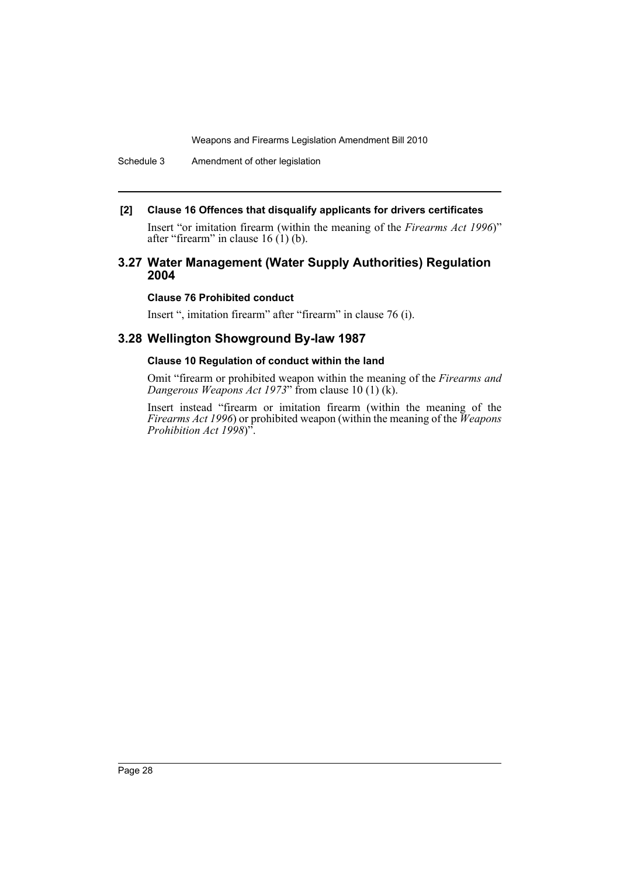**[2] Clause 16 Offences that disqualify applicants for drivers certificates**

Insert "or imitation firearm (within the meaning of the *Firearms Act 1996*)" after "firearm" in clause 16 (1) (b).

## 3.27 Water Management (Water Supply Authorities) Regulation 2004

**Clause 76 Prohibited conduct**

Insert ", imitation firearm" after "firearm" in clause 76 (i).

## 3.28 Wellington Showground By-law 1987

**Clause 10 Regulation of conduct within the land**

Omit "firearm or prohibited weapon within the meaning of the *Firearms and Dangerous Weapons Act 1973*" from clause 10 (1) (k).

Insert instead "firearm or imitation firearm (within the meaning of the *Firearms Act 1996*) or prohibited weapon (within the meaning of the *Weapons Prohibition Act 1998*)".